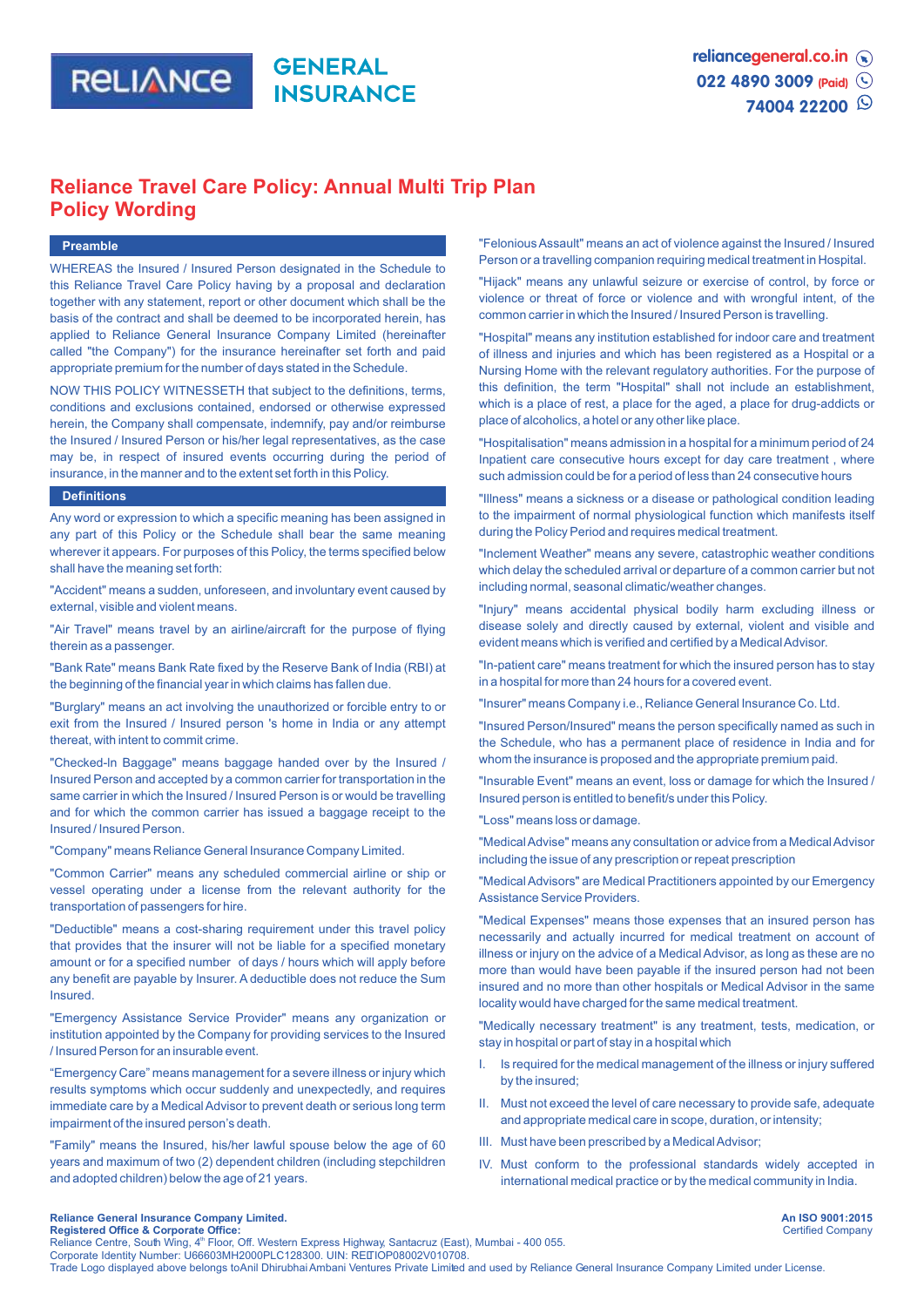# Reliance Travel Care Policy: Annual Multi Trip Plan

# Policy Wording

## Preamble

WHEREAS the Insured / Insured Person designated in the Schedule to this Reliance Travel Care Policy having by a proposal and declaration together with any statement, report or other document which shall be the basis of the contract and shall be deemed to be incorporated herein, has applied to Reliance General Insurance Company Limited (hereinafter called "the Company") for the insurance hereinafter set forth and paid appropriate premium for the number of days stated in the Schedule.

NOW THIS POLICY WITNESSETH that subject to the definitions, terms, conditions and exclusions contained, endorsed or otherwise expressed herein, the Company shall compensate, indemnify, pay and/or reimburse the Insured / Insured Person or his/her legal representatives, as the case may be, in respect of insured events occurring during the period of insurance, in the manner and to the extent set forth in this Policy.

## Definitions

Any word or expression to which a specific meaning has been assigned in any part of this Policy or the Schedule shall bear the same meaning wherever it appears. For purposes of this Policy, the terms specified below shall have the meaning set forth:

"Accident" means a sudden, unforeseen, and involuntary event caused by external, visible and violent means.

"Air Travel" means travel by an airline/aircraft for the purpose of flying therein as a passenger.

"Bank Rate" means Bank Rate fixed by the Reserve Bank of India (RBI) at the beginning of the financial year in which claims has fallen due.

"Burglary" means an act involving the unauthorized or forcible entry to or exit from the Insured / Insured person 's home in India or any attempt thereat, with intent to commit crime.

"Checked-In Baggage" means baggage handed over by the Insured / Insured Person and accepted by a common carrier for transportation in the same carrier in which the Insured / Insured Person is or would be travelling and for which the common carrier has issued a baggage receipt to the Insured / Insured Person.

"Company" means Reliance General Insurance Company Limited.

"Common Carrier" means any scheduled commercial airline or ship or vessel operating under a license from the relevant authority for the transportation of passengers for hire.

"Deductible" means a cost-sharing requirement under this travel policy that provides that the insurer will not be liable for a specified monetary amount or for a specified number of days / hours which will apply before any benefit are payable by Insurer. A deductible does not reduce the Sum Insured.

"Emergency Assistance Service Provider" means any organization or institution appointed by the Company for providing services to the Insured / Insured Person for an insurable event.

"Emergency Care" means management for a severe illness or injury which results symptoms which occur suddenly and unexpectedly, and requires immediate care by a Medical Advisor to prevent death or serious long term impairment of the insured person's death.

"Family" means the Insured, his/her lawful spouse below the age of 60 years and maximum of two (2) dependent children (including stepchildren and adopted children) below the age of 21 years.

"Felonious Assault" means an act of violence against the Insured / Insured Person or a travelling companion requiring medical treatment in Hospital.

"Hijack" means any unlawful seizure or exercise of control, by force or violence or threat of force or violence and with wrongful intent, of the common carrier in which the Insured / Insured Person is travelling.

"Hospital" means any institution established for indoor care and treatment of illness and injuries and which has been registered as a Hospital or a Nursing Home with the relevant regulatory authorities. For the purpose of this definition, the term "Hospital" shall not include an establishment, which is a place of rest, a place for the aged, a place for drug-addicts or place of alcoholics, a hotel or any other like place.

"Hospitalisation" means admission in a hospital for a minimum period of 24 Inpatient care consecutive hours except for day care treatment , where such admission could be for a period of less than 24 consecutive hours

"Illness" means a sickness or a disease or pathological condition leading to the impairment of normal physiological function which manifests itself during the Policy Period and requires medical treatment.

"Inclement Weather" means any severe, catastrophic weather conditions which delay the scheduled arrival or departure of a common carrier but not including normal, seasonal climatic/weather changes.

"Injury" means accidental physical bodily harm excluding illness or disease solely and directly caused by external, violent and visible and evident means which is verified and certified by a Medical Advisor.

"In-patient care" means treatment for which the insured person has to stay in a hospital for more than 24 hours for a covered event.

"Insurer" means Company i.e., Reliance General Insurance Co. Ltd.

"Insured Person/Insured" means the person specifically named as such in the Schedule, who has a permanent place of residence in India and for whom the insurance is proposed and the appropriate premium paid.

"Insurable Event" means an event, loss or damage for which the Insured / Insured person is entitled to benefit/s under this Policy.

"Loss" means loss or damage.

"Medical Advise" means any consultation or advice from a Medical Advisor including the issue of any prescription or repeat prescription

"Medical Advisors" are Medical Practitioners appointed by our Emergency Assistance Service Providers.

"Medical Expenses" means those expenses that an insured person has necessarily and actually incurred for medical treatment on account of illness or injury on the advice of a Medical Advisor, as long as these are no more than would have been payable if the insured person had not been insured and no more than other hospitals or Medical Advisor in the same locality would have charged for the same medical treatment.

"Medically necessary treatment" is any treatment, tests, medication, or stay in hospital or part of stay in a hospital which

I. Is required for the medical management of the illness or injury suffered by the insured;
II. Must not exceed the level of care necessary to provide safe, adequate and appropriate medical care in scope, duration, or intensity;
III. Must have been prescribed by a Medical Advisor;
IV. Must conform to the professional standards widely accepted in international medical practice or by the medical community in India.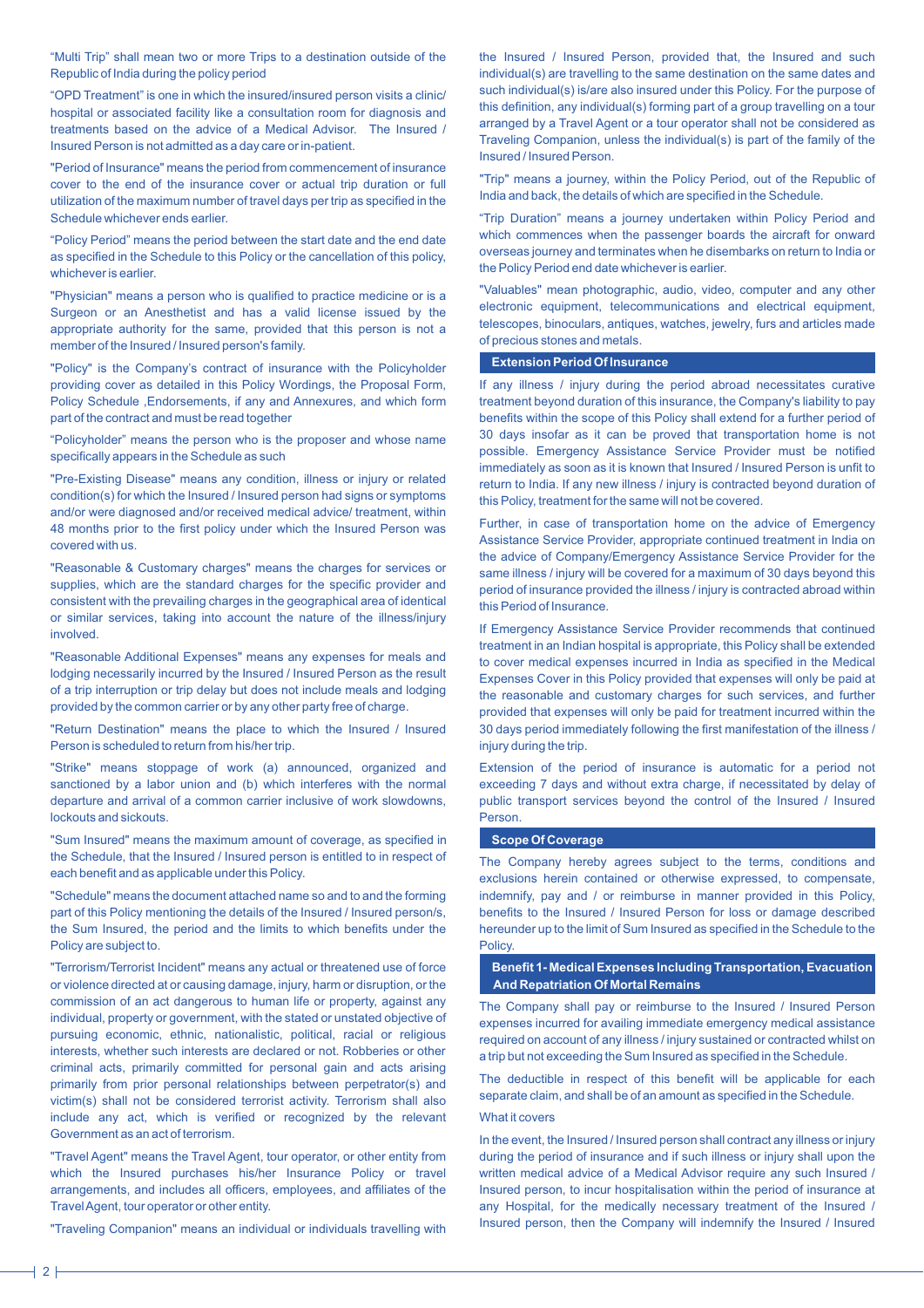"Multi Trip" shall mean two or more Trips to a destination outside of the Republic of India during the policy period

"OPD Treatment" is one in which the insured/insured person visits a clinic/ hospital or associated facility like a consultation room for diagnosis and treatments based on the advice of a Medical Advisor. The Insured / Insured Person is not admitted as a day care or in-patient.

"Period of Insurance" means the period from commencement of insurance cover to the end of the insurance cover or actual trip duration or full utilization of the maximum number of travel days per trip as specified in the Schedule whichever ends earlier.

"Policy Period" means the period between the start date and the end date as specified in the Schedule to this Policy or the cancellation of this policy, whichever is earlier.

"Physician" means a person who is qualified to practice medicine or is a Surgeon or an Anesthetist and has a valid license issued by the appropriate authority for the same, provided that this person is not a member of the Insured / Insured person's family.

"Policy" is the Company's contract of insurance with the Policyholder providing cover as detailed in this Policy Wordings, the Proposal Form, Policy Schedule ,Endorsements, if any and Annexures, and which form part of the contract and must be read together

"Policyholder" means the person who is the proposer and whose name specifically appears in the Schedule as such

"Pre-Existing Disease" means any condition, illness or injury or related condition(s) for which the Insured / Insured person had signs or symptoms and/or were diagnosed and/or received medical advice/ treatment, within 48 months prior to the first policy under which the Insured Person was covered with us.

"Reasonable & Customary charges" means the charges for services or supplies, which are the standard charges for the specific provider and consistent with the prevailing charges in the geographical area of identical or similar services, taking into account the nature of the illness/injury involved.

"Reasonable Additional Expenses" means any expenses for meals and lodging necessarily incurred by the Insured / Insured Person as the result of a trip interruption or trip delay but does not include meals and lodging provided by the common carrier or by any other party free of charge.

"Return Destination" means the place to which the Insured / Insured Person is scheduled to return from his/her trip.

"Strike" means stoppage of work (a) announced, organized and sanctioned by a labor union and (b) which interferes with the normal departure and arrival of a common carrier inclusive of work slowdowns, lockouts and sickouts.

"Sum Insured" means the maximum amount of coverage, as specified in the Schedule, that the Insured / Insured person is entitled to in respect of each benefit and as applicable under this Policy.

"Schedule" means the document attached name so and to and the forming part of this Policy mentioning the details of the Insured / Insured person/s, the Sum Insured, the period and the limits to which benefits under the Policy are subject to.

"Terrorism/Terrorist Incident" means any actual or threatened use of force or violence directed at or causing damage, injury, harm or disruption, or the commission of an act dangerous to human life or property, against any individual, property or government, with the stated or unstated objective of pursuing economic, ethnic, nationalistic, political, racial or religious interests, whether such interests are declared or not. Robberies or other criminal acts, primarily committed for personal gain and acts arising primarily from prior personal relationships between perpetrator(s) and victim(s) shall not be considered terrorist activity. Terrorism shall also include any act, which is verified or recognized by the relevant Government as an act of terrorism.

"Travel Agent" means the Travel Agent, tour operator, or other entity from which the Insured purchases his/her Insurance Policy or travel arrangements, and includes all officers, employees, and affiliates of the Travel Agent, tour operator or other entity.

"Traveling Companion" means an individual or individuals travelling with the Insured / Insured Person, provided that, the Insured and such individual(s) are travelling to the same destination on the same dates and such individual(s) is/are also insured under this Policy. For the purpose of this definition, any individual(s) forming part of a group travelling on a tour arranged by a Travel Agent or a tour operator shall not be considered as Traveling Companion, unless the individual(s) is part of the family of the Insured / Insured Person.

"Trip" means a journey, within the Policy Period, out of the Republic of India and back, the details of which are specified in the Schedule.

"Trip Duration" means a journey undertaken within Policy Period and which commences when the passenger boards the aircraft for onward overseas journey and terminates when he disembarks on return to India or the Policy Period end date whichever is earlier.

"Valuables" mean photographic, audio, video, computer and any other electronic equipment, telecommunications and electrical equipment, telescopes, binoculars, antiques, watches, jewelry, furs and articles made of precious stones and metals.

## Extension Period Of Insurance

If any illness / injury during the period abroad necessitates curative treatment beyond duration of this insurance, the Company's liability to pay benefits within the scope of this Policy shall extend for a further period of 30 days insofar as it can be proved that transportation home is not possible. Emergency Assistance Service Provider must be notified immediately as soon as it is known that Insured / Insured Person is unfit to return to India. If any new illness / injury is contracted beyond duration of this Policy, treatment for the same will not be covered.

Further, in case of transportation home on the advice of Emergency Assistance Service Provider, appropriate continued treatment in India on the advice of Company/Emergency Assistance Service Provider for the same illness / injury will be covered for a maximum of 30 days beyond this period of insurance provided the illness / injury is contracted abroad within this Period of Insurance.

If Emergency Assistance Service Provider recommends that continued treatment in an Indian hospital is appropriate, this Policy shall be extended to cover medical expenses incurred in India as specified in the Medical Expenses Cover in this Policy provided that expenses will only be paid at the reasonable and customary charges for such services, and further provided that expenses will only be paid for treatment incurred within the 30 days period immediately following the first manifestation of the illness / injury during the trip.

Extension of the period of insurance is automatic for a period not exceeding 7 days and without extra charge, if necessitated by delay of public transport services beyond the control of the Insured / Insured Person.

## Scope Of Coverage

The Company hereby agrees subject to the terms, conditions and exclusions herein contained or otherwise expressed, to compensate, indemnify, pay and / or reimburse in manner provided in this Policy, benefits to the Insured / Insured Person for loss or damage described hereunder up to the limit of Sum Insured as specified in the Schedule to the Policy.

## Benefit 1- Medical Expenses Including Transportation, Evacuation And Repatriation Of Mortal Remains

The Company shall pay or reimburse to the Insured / Insured Person expenses incurred for availing immediate emergency medical assistance required on account of any illness / injury sustained or contracted whilst on a trip but not exceeding the Sum Insured as specified in the Schedule.

The deductible in respect of this benefit will be applicable for each separate claim, and shall be of an amount as specified in the Schedule.

What it covers

In the event, the Insured / Insured person shall contract any illness or injury during the period of insurance and if such illness or injury shall upon the written medical advice of a Medical Advisor require any such Insured / Insured person, to incur hospitalisation within the period of insurance at any Hospital, for the medically necessary treatment of the Insured / Insured person, then the Company will indemnify the Insured / Insured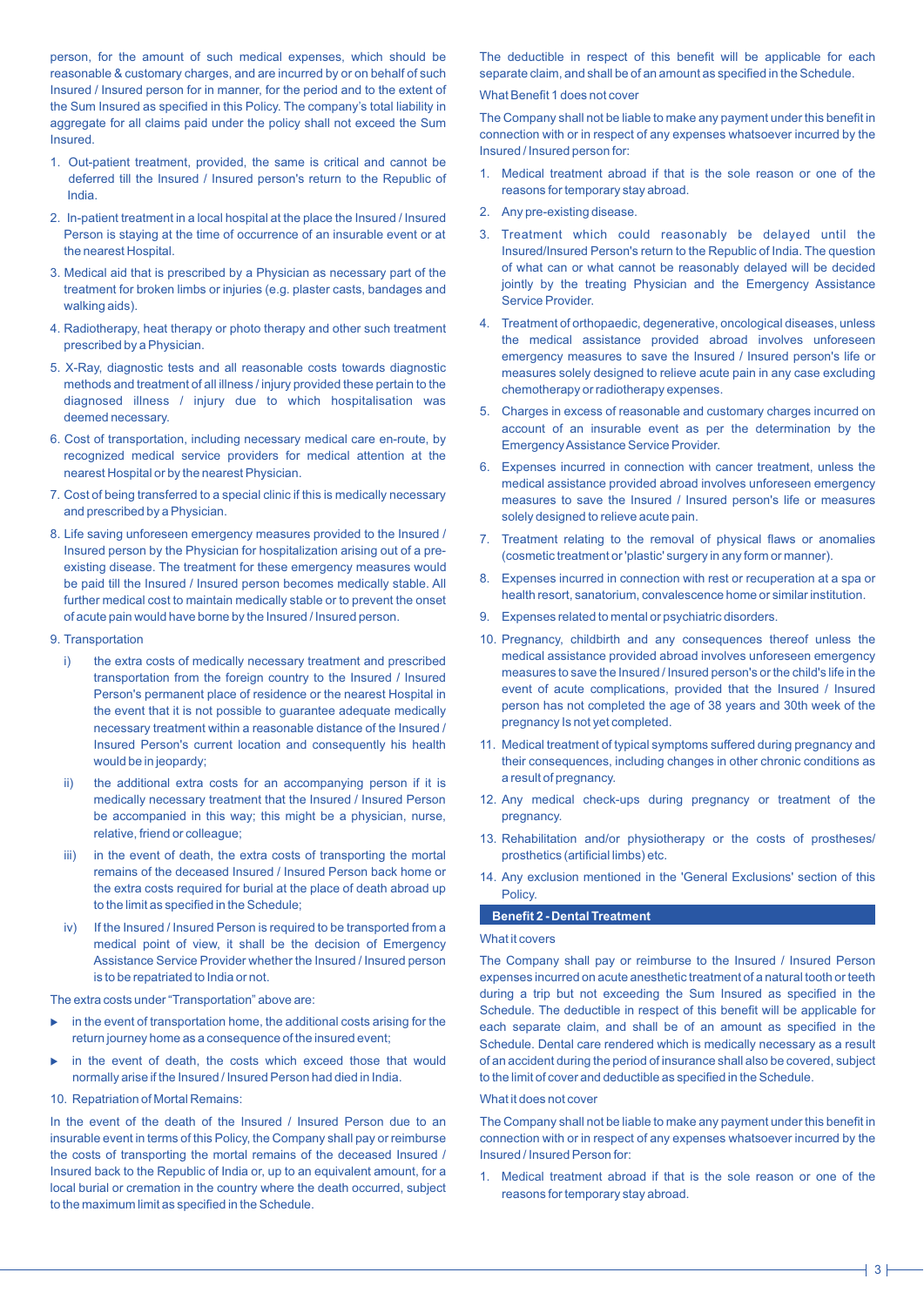person, for the amount of such medical expenses, which should be reasonable & customary charges, and are incurred by or on behalf of such Insured / Insured person for in manner, for the period and to the extent of the Sum Insured as specified in this Policy. The company's total liability in aggregate for all claims paid under the policy shall not exceed the Sum Insured.

1. Out-patient treatment, provided, the same is critical and cannot be deferred till the Insured / Insured person's return to the Republic of India.
2. In-patient treatment in a local hospital at the place the Insured / Insured Person is staying at the time of occurrence of an insurable event or at the nearest Hospital.
3. Medical aid that is prescribed by a Physician as necessary part of the treatment for broken limbs or injuries (e.g. plaster casts, bandages and walking aids).
4. Radiotherapy, heat therapy or photo therapy and other such treatment prescribed by a Physician.
5. X-Ray, diagnostic tests and all reasonable costs towards diagnostic methods and treatment of all illness / injury provided these pertain to the diagnosed illness / injury due to which hospitalisation was deemed necessary.
6. Cost of transportation, including necessary medical care en-route, by recognized medical service providers for medical attention at the nearest Hospital or by the nearest Physician.
7. Cost of being transferred to a special clinic if this is medically necessary and prescribed by a Physician.
8. Life saving unforeseen emergency measures provided to the Insured / Insured person by the Physician for hospitalization arising out of a pre-existing disease. The treatment for these emergency measures would be paid till the Insured / Insured person becomes medically stable. All further medical cost to maintain medically stable or to prevent the onset of acute pain would have borne by the Insured / Insured person.
9. Transportation
   - i) the extra costs of medically necessary treatment and prescribed transportation from the foreign country to the Insured / Insured Person's permanent place of residence or the nearest Hospital in the event that it is not possible to guarantee adequate medically necessary treatment within a reasonable distance of the Insured / Insured Person's current location and consequently his health would be in jeopardy;
   - ii) the additional extra costs for an accompanying person if it is medically necessary treatment that the Insured / Insured Person be accompanied in this way; this might be a physician, nurse, relative, friend or colleague;
   - iii) in the event of death, the extra costs of transporting the mortal remains of the deceased Insured / Insured Person back home or the extra costs required for burial at the place of death abroad up to the limit as specified in the Schedule;
   - iv) If the Insured / Insured Person is required to be transported from a medical point of view, it shall be the decision of Emergency Assistance Service Provider whether the Insured / Insured person is to be repatriated to India or not.

The extra costs under "Transportation" above are:

- in the event of transportation home, the additional costs arising for the return journey home as a consequence of the insured event;
- in the event of death, the costs which exceed those that would normally arise if the Insured / Insured Person had died in India.

10. Repatriation of Mortal Remains:

In the event of the death of the Insured / Insured Person due to an insurable event in terms of this Policy, the Company shall pay or reimburse the costs of transporting the mortal remains of the deceased Insured / Insured Person back to the Republic of India or, up to an equivalent amount, for a local burial or cremation in the country where the death occurred, subject to the maximum limit as specified in the Schedule.

The deductible in respect of this benefit will be applicable for each separate claim, and shall be of an amount as specified in the Schedule.

What Benefit 1 does not cover

The Company shall not be liable to make any payment under this benefit in connection with or in respect of any expenses whatsoever incurred by the Insured / Insured person for:

1. Medical treatment abroad if that is the sole reason or one of the reasons for temporary stay abroad.
2. Any pre-existing disease.
3. Treatment which could reasonably be delayed until the Insured/Insured Person's return to the Republic of India. The question of what can or what cannot be reasonably delayed will be decided jointly by the treating Physician and the Emergency Assistance Service Provider.
4. Treatment of orthopaedic, degenerative, oncological diseases, unless the medical assistance provided abroad involves unforeseen emergency measures to save the Insured / Insured person's life or measures designed to relieve acute pain in any case excluding chemotherapy or radiotherapy expenses.
5. Charges in excess of reasonable and customary charges incurred on account of an insurable event as per the determination by the Emergency Assistance Service Provider.
6. Expenses incurred in connection with cancer treatment, unless the medical assistance provided abroad involves unforeseen emergency measures to save the Insured / Insured person's life or measures solely designed to relieve acute pain.
7. Treatment relating to the removal of physical flaws or anomalies (cosmetic treatment or 'plastic' surgery in any form or manner).
8. Expenses incurred in connection with rest or recuperation at a spa or health resort, sanatorium, convalescence home or similar institution.
9. Expenses related to mental or psychiatric disorders.
10. Pregnancy, childbirth and any consequences thereof unless the medical assistance provided involves unforeseen emergency measures to save the Insured / Insured person's or the child's life in the event of acute complications, provided that the Insured / Insured person has not completed the age of 38 years and 30th week of the pregnancy Is not yet completed.
11. Medical treatment of typical symptoms suffered during pregnancy and their consequences, including changes in other chronic conditions as a result of pregnancy.
12. Any medical check-ups during pregnancy or treatment of the pregnancy.
13. Rehabilitation and/or physiotherapy or the costs of prostheses/ prosthetics (artificial limbs) etc.
14. Any exclusion mentioned in the 'General Exclusions' section of this Policy.

### Benefit 2 - Dental Treatment

What it covers

The Company shall pay or reimburse to the Insured / Insured Person expenses incurred on acute anesthetic treatment of a natural tooth or teeth during a trip but not exceeding the Sum Insured as specified in the Schedule. The deductible in respect of this benefit will be applicable for each separate claim, and shall be of an amount as specified in the Schedule. Dental care rendered which is medically necessary as a result of an accident during the period of insurance shall also be covered, subject to the limit of cover and deductible as specified in the Schedule.

What it does not cover

The Company shall not be liable to make any payment under this benefit in connection with or in respect of any expenses whatsoever incurred by the Insured / Insured Person for:

1. Medical treatment abroad if that is the sole reason or one of the reasons for temporary stay abroad.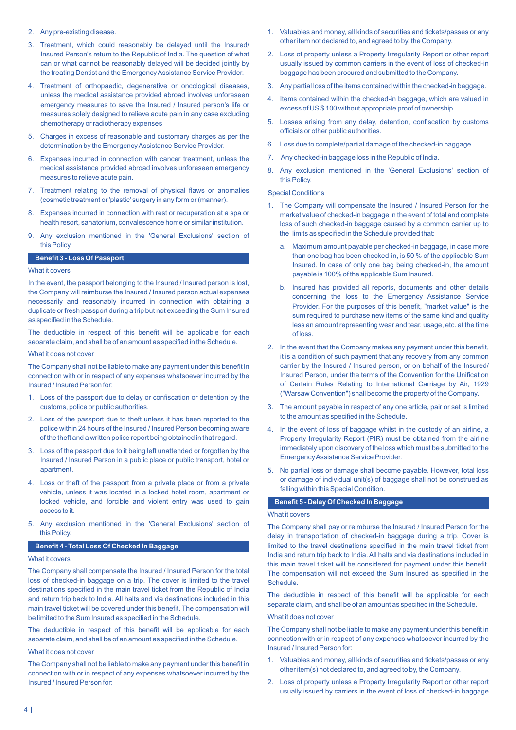2. Any pre-existing disease.
3. Treatment, which could reasonably be delayed until the Insured/ Insured Person's return to the Republic of India. The question of what can or what cannot be reasonably delayed will be decided jointly by the treating Dentist and the Emergency Assistance Service Provider.
4. Treatment of orthopaedic, degenerative or oncological diseases, unless the medical assistance provided abroad involves unforeseen emergency measures to save the Insured / Insured person's life or measures solely designed to relieve acute pain in any case excluding chemotherapy or radiotherapy expenses
5. Charges in excess of reasonable and customary charges as per the determination by the Emergency Assistance Service Provider.
6. Expenses incurred in connection with cancer treatment, unless the medical assistance provided abroad involves unforeseen emergency measures to relieve acute pain.
7. Treatment relating to the removal of physical flaws or anomalies (cosmetic treatment or 'plastic' surgery in any form or (manner).
8. Expenses incurred in connection with rest or recuperation at a spa or health resort, sanatorium, convalescence home or similar institution.
9. Any exclusion mentioned in the 'General Exclusions' section of this Policy.

## Benefit 3 - Loss Of Passport

What it covers

In the event, the passport belonging to the Insured / Insured person is lost, the Company will reimburse the Insured / Insured person actual expenses necessarily and reasonably incurred in connection with obtaining a duplicate or fresh passport during a trip but not exceeding the Sum Insured as specified in the Schedule.

The deductible in respect of this benefit will be applicable for each separate claim, and shall be of an amount as specified in the Schedule.

What it does not cover

The Company shall not be liable to make any payment under this benefit in connection with or in respect of any expenses whatsoever incurred by the Insured / Insured Person for:

1. Loss of the passport due to delay or confiscation or detention by the customs, police or public authorities.
2. Loss of the passport due to theft unless it has been reported to the police within 24 hours of the Insured / Insured Person becoming aware of the theft and a written police report being obtained in that regard.
3. Loss of the passport due to it being left unattended or forgotten by the Insured / Insured Person in a public place or public transport, hotel or apartment.
4. Loss or theft of the passport from a private place or from a private vehicle, unless it was located in a locked hotel room, apartment or locked vehicle, and forcible and violent entry was used to gain access to it.
5. Any exclusion mentioned in the 'General Exclusions' section of this Policy.

## Benefit 4 - Total Loss Of Checked In Baggage

What it covers

The Company shall compensate the Insured / Insured Person for the total loss of checked-in baggage on a trip. The cover is limited to the travel destinations specified in the main travel ticket from the Republic of India and return trip back to India. All halts and via destinations included in this main travel ticket will be covered under this benefit. The compensation will be limited to the Sum Insured as specified in the Schedule.

The deductible in respect of this benefit will be applicable for each separate claim, and shall be of an amount as specified in the Schedule.

What it does not cover

The Company shall not be liable to make any payment under this benefit in connection with or in respect of any expenses whatsoever incurred by the Insured / Insured Person for:

1. Valuables and money, all kinds of securities and tickets/passes or any other item not declared to, and agreed to by, the Company.
2. Loss of property unless a Property Irregularity Report or other report usually issued by common carriers in the event of loss of checked-in baggage has been procured and submitted to the Company.
3. Any partial loss of the items contained within the checked-in baggage.
4. Items contained within the checked-in baggage, which are valued in excess of US $ 100 without appropriate proof of ownership.
5. Losses arising from any delay, detention, confiscation by customs officials or other public authorities.
6. Loss due to complete/partial damage of the checked-in baggage.
7. Any checked-in baggage loss in the Republic of India.
8. Any exclusion mentioned in the 'General Exclusions' section of this Policy.

Special Conditions

1. The Company will compensate the Insured / Insured Person for the market value of checked-in baggage in the event of total and complete loss of such checked-in baggage caused by a common carrier up to the limits as specified in the Schedule provided that:
   a. Maximum amount payable per checked-in baggage, in case more than one bag has been checked-in, is 50 % of the applicable Sum Insured. In case of only one bag being checked-in, the amount payable is 100% of the applicable Sum Insured.
   b. Insured has provided all reports, documents and other details concerning the loss to the Emergency Assistance Service Provider. For the purposes of this benefit, "market value" is the sum required to purchase new items of the same kind and quality less an amount representing wear and tear, usage, etc. at the time of loss.
2. In the event that the Company makes any payment under this benefit, it is a condition of such payment that any recovery from any common carrier by the Insured / Insured person, or on behalf of the Insured/ Insured Person, under the terms of the Convention for the Unification of Certain Rules Relating to International Carriage by Air, 1929 ("Warsaw Convention") shall become the property of the Company.
3. The amount payable in respect of any one article, pair or set is limited to the amount as specified in the Schedule.
4. In the event of loss of baggage whilst in the custody of an airline, a Property Irregularity Report (PIR) must be obtained from the airline immediately upon discovery of the loss which must be submitted to the Emergency Assistance Service Provider.
5. No partial loss or damage shall become payable. However, total loss or damage of individual unit(s) of baggage shall not be construed as falling within this Special Condition.

## Benefit 5 - Delay Of Checked In Baggage

What it covers

The Company shall pay or reimburse the Insured / Insured Person for the delay in transportation of checked-in baggage during a trip. Cover is limited to the travel destinations specified in the main travel ticket from India and return trip back to India. All halts and via destinations included in this main travel ticket will be considered for payment under this benefit. The compensation will not exceed the Sum Insured as specified in the Schedule.

The deductible in respect of this benefit will be applicable for each separate claim, and shall be of an amount as specified in the Schedule.

What it does not cover

The Company shall not be liable to make any payment under this benefit in connection with or in respect of any expenses whatsoever incurred by the Insured / Insured Person for:

1. Valuables and money, all kinds of securities and tickets/passes or any other item(s) not declared to, and agreed to by, the Company.
2. Loss of property unless a Property Irregularity Report or other report usually issued by carriers in the event of loss of checked-in baggage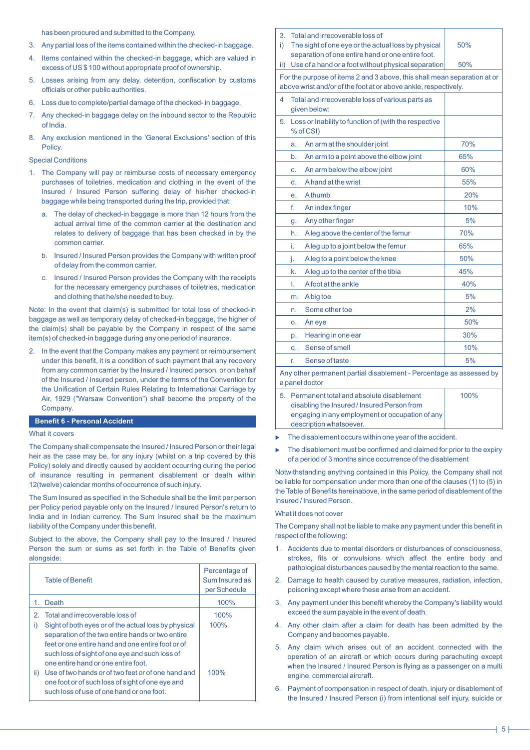has been procured and submitted to the Company.

3. Any partial loss of the items contained within the checked-in baggage.
4. Items contained within the checked-in baggage, which are valued in excess of US $ 100 without appropriate proof of ownership.
5. Losses arising from any delay, detention, confiscation by customs officials or other public authorities.
6. Loss due to complete/partial damage of the checked- in baggage.
7. Any checked-in baggage delay on the inbound sector to the Republic of India.
8. Any exclusion mentioned in the 'General Exclusions' section of this Policy.

Special Conditions

1. The Company will pay or reimburse costs of necessary emergency purchases of toiletries, medication and clothing in the event of the Insured / Insured Person suffering delay of his/her checked-in baggage while being transported during the trip, provided that:
   a. The delay of checked-in baggage is more than 12 hours from the actual arrival time of the common carrier at the destination and relates to delivery of baggage that has been checked in by the common carrier.
   b. Insured / Insured Person provides the Company with written proof of delay from the common carrier.
   c. Insured / Insured Person provides the Company with the receipts for the necessary emergency purchases of toiletries, medication and clothing that he/she needed to buy.

Note: In the event that claim(s) is submitted for total loss of checked-in baggage as well as temporary delay of checked-in baggage, the higher of the claim(s) shall be payable by the Company in respect of the same item(s) of checked-in baggage during any one period of insurance.

2. In the event that the Company makes any payment or reimbursement under this benefit, it is a condition of such payment that any recovery from any common carrier by the Insured / Insured person, or on behalf of the Insured / Insured person, under the terms of the Convention for the Unification of Certain Rules Relating to International Carriage by Air, 1929 ("Warsaw Convention") shall become the property of the Company.

## Benefit 6 - Personal Accident

What it covers

The Company shall compensate the Insured / Insured Person or their legal heir as the case may be, for any injury (whilst on a trip covered by this Policy) solely and directly caused by accident occurring during the period of insurance resulting in permanent disablement or death within 12(twelve) calendar months of occurrence of such injury.

The Sum Insured as specified in the Schedule shall be the limit per person per Policy period payable only on the Insured / Insured Person's return to India and in Indian currency. The Sum Insured shall be the maximum liability of the Company under this benefit.

Subject to the above, the Company shall pay to the Insured / Insured Person the sum or sums as set forth in the Table of Benefits given alongside:

| Table of Benefit | Percentage of Sum Insured as per Schedule |
|---|---|
| 1. Death | 100% |
| 2. Total and irrecoverable loss of | 100% |
| i) Sight of both eyes or of the actual loss by physical separation of the two entire hands or two entire feet or one entire hand and one entire foot or of such loss of sight of one eye and such loss of one entire hand or one entire foot. | 100% |
| ii) Use of two hands or of two feet or of one hand and one foot or of such loss of sight of one eye and such loss of use of one hand or one foot. | 100% |
| 3. Total and irrecoverable loss of | |
| i) The sight of one eye or the actual loss by physical separation of one entire hand or one entire foot. | 50% |
| ii) Use of a hand or a foot without physical separation | 50% |
| For the purpose of items 2 and 3 above, this shall mean separation at or above wrist and/or of the foot at or above ankle, respectively. | |
| 4 Total and irrecoverable loss of various parts as given below: | |
| 5. Loss or Inability to function of (with the respective % of CSI) | |
| a. An arm at the shoulder joint | 70% |
| b. An arm to a point above the elbow joint | 65% |
| c. An arm below the elbow joint | 60% |
| d. A hand at the wrist | 55% |
| e. A thumb | 20% |
| f. An index finger | 10% |
| g. Any other finger | 5% |
| h. A leg above the center of the femur | 70% |
| i. A leg up to a joint below the femur | 65% |
| j. A leg to a point below the knee | 50% |
| k. A leg up to the center of the tibia | 45% |
| l. A foot at the ankle | 40% |
| m. A big toe | 5% |
| n. Some other toe | 2% |
| o. An eye | 50% |
| p. Hearing in one ear | 30% |
| q. Sense of smell | 10% |
| r. Sense of taste | 5% |
| Any other permanent partial disablement - Percentage as assessed by a panel doctor | |
| 5. Permanent total and absolute disablement disabling the Insured / Insured Person from engaging in any employment or occupation of any description whatsoever. | 100% |

- The disablement occurs within one year of the accident.
- The disablement must be confirmed and claimed for prior to the expiry of a period of 3 months since occurrence of the disablement

Notwithstanding anything contained in this Policy, the Company shall not be liable for compensation under more than one of the clauses (1) to (5) in the Table of Benefits hereinabove, in the same period of disablement of the Insured / Insured Person.

What it does not cover

The Company shall not be liable to make any payment under this benefit in respect of the following:

1. Accidents due to mental disorders or disturbances of consciousness, strokes, fits or convulsions which affect the entire body and pathological disturbances caused by the mental reaction to the same.
2. Damage to health caused by curative measures, radiation, infection, poisoning except where these arise from an accident.
3. Any payment under this benefit whereby the Company's liability would exceed the sum payable in the event of death.
4. Any other claim after a claim for death has been admitted by the Company and becomes payable.
5. Any claim which arises out of an accident connected with the operation of an aircraft or which occurs during parachuting except when the Insured / Insured Person is flying as a passenger on a multi engine, commercial aircraft.
6. Payment of compensation in respect of death, injury or disablement of the Insured / Insured Person (i) from intentional self injury, suicide or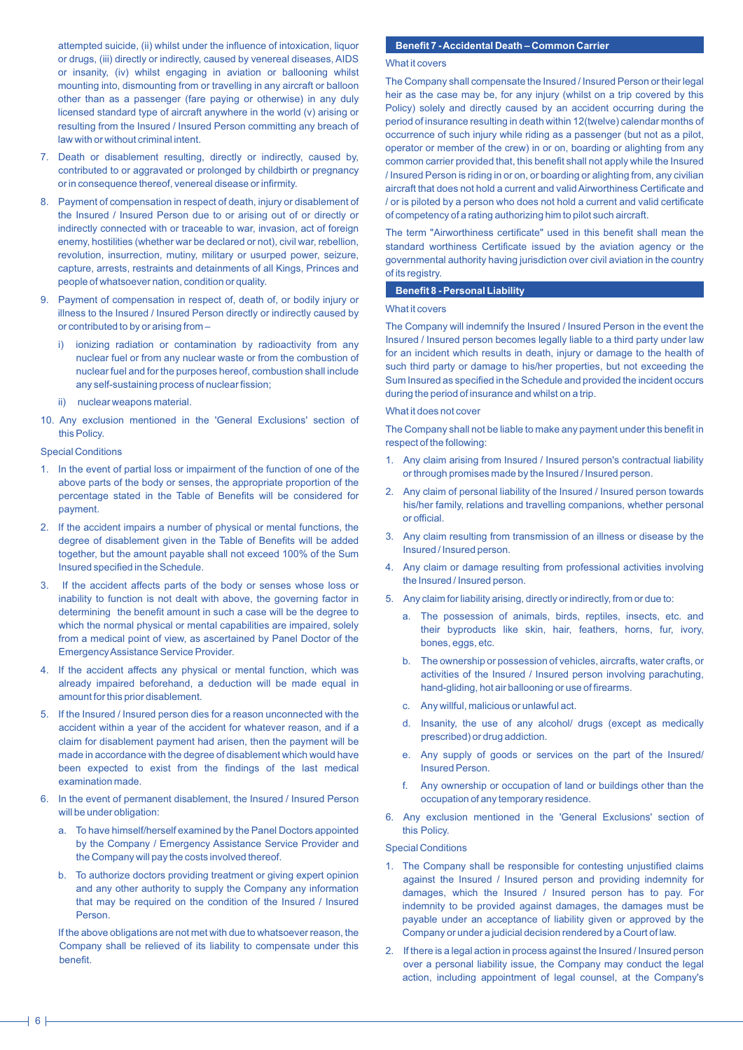attempted suicide, (ii) whilst under the influence of intoxication, liquor or drugs, (iii) directly or indirectly, caused by venereal diseases, AIDS or insanity, (iv) whilst engaging in aviation or ballooning whilst mounting into, dismounting from or travelling in any aircraft or balloon other than as a passenger (fare paying or otherwise) in any duly licensed standard type of aircraft anywhere in the world (v) arising or resulting from the Insured / Insured Person committing any breach of law with or without criminal intent.

7. Death or disablement resulting, directly or indirectly, caused by, contributed to or aggravated or prolonged by childbirth or pregnancy or in consequence thereof, venereal disease or infirmity.

8. Payment of compensation in respect of death, injury or disablement of the Insured / Insured Person due to or arising out of or directly or indirectly connected with or traceable to war, invasion, act of foreign enemy, hostilities (whether war be declared or not), civil war, rebellion, revolution, insurrection, mutiny, military or usurped power, seizure, capture, arrests, restraints and detainments of all Kings, Princes and people of whatsoever nation, condition or quality.

9. Payment of compensation in respect of, death of, or bodily injury or illness to the Insured / Insured Person directly or indirectly caused by or contributed to by or arising from –

   i) ionizing radiation or contamination by radioactivity from any nuclear fuel or from any nuclear waste or from the combustion of nuclear fuel and for the purposes hereof, combustion shall include any self-sustaining process of nuclear fission;

   ii) nuclear weapons material.

10. Any exclusion mentioned in the 'General Exclusions' section of this Policy.

Special Conditions

1. In the event of partial loss or impairment of the function of one of the above parts of the body or senses, the appropriate proportion of the percentage stated in the Table of Benefits will be considered for payment.

2. If the accident impairs a number of physical or mental functions, the degree of disablement given in the Table of Benefits will be added together, but the amount payable shall not exceed 100% of the Sum Insured specified in the Schedule.

3. If the accident affects parts of the body or senses whose loss or inability to function is not dealt with above, the governing factor in determining the benefit amount in such a case will be the degree to which the normal physical or mental capabilities are impaired, solely from a medical point of view, as ascertained by Panel Doctor of the Emergency Assistance Service Provider.

4. If the accident affects any physical or mental function, which was already impaired beforehand, a deduction will be made equal in amount for this prior disablement.

5. If the Insured / Insured person dies for a reason unconnected with the accident within a year of the accident for whatever reason, and if a claim for disablement payment had arisen, then the payment will be made in accordance with the degree of disablement which would have been expected to exist from the findings of the last medical examination made.

6. In the event of permanent disablement, the Insured / Insured Person will be under obligation:

   a. To have himself/herself examined by the Panel Doctors appointed by the Company / Emergency Assistance Service Provider and the Company will pay the costs involved thereof.

   b. To authorize doctors providing treatment or giving expert opinion and any other authority to supply the Company any information that may be required on the condition of the Insured / Insured Person.

   If the above obligations are not met with due to whatsoever reason, the Company shall be relieved of its liability to compensate under this benefit.

## Benefit 7 - Accidental Death – Common Carrier

What it covers

The Company shall compensate the Insured / Insured Person or their legal heir as the case may be, for any injury (whilst on a trip covered by this Policy) solely and directly caused by an accident occurring during the period of insurance resulting in death within 12(twelve) calendar months of occurrence of such injury while riding as a passenger (but not as a pilot, operator or member of the crew) in or on, boarding or alighting from any common carrier provided that, this benefit shall not apply while the Insured / Insured Person is riding in or on, or boarding or alighting from, any civilian aircraft that does not hold a current and valid Airworthiness Certificate and / or is piloted by a person who does not hold a current and valid certificate of competency of a rating authorizing him to pilot such aircraft.

The term "Airworthiness certificate" used in this benefit shall mean the standard worthiness Certificate issued by the aviation agency or the governmental authority having jurisdiction over civil aviation in the country of its registry.

## Benefit 8 - Personal Liability

What it covers

The Company will indemnify the Insured / Insured Person in the event the Insured / Insured person becomes legally liable to a third party under law for an incident which results in death, injury or damage to the health of such third party or damage to his/her properties, but not exceeding the Sum Insured as specified in the Schedule and provided the incident occurs during the period of insurance and whilst on a trip.

What it does not cover

The Company shall not be liable to make any payment under this benefit in respect of the following:

1. Any claim arising from Insured / Insured person's contractual liability or through promises made by the Insured / Insured person.

2. Any claim of personal liability of the Insured / Insured person towards his/her family, relations and travelling companions, whether personal or official.

3. Any claim resulting from transmission of an illness or disease by the Insured / Insured person.

4. Any claim or damage resulting from professional activities involving the Insured / Insured person.

5. Any claim for liability arising, directly or indirectly, from or due to:

   a. The possession of animals, birds, reptiles, insects, etc. and their byproducts like skin, hair, feathers, horns, fur, ivory, bones, eggs, etc.

   b. The ownership or possession of vehicles, aircrafts, water crafts, or activities of the Insured / Insured person involving parachuting, hand-gliding, hot air ballooning or use of firearms.

   c. Any willful, malicious or unlawful act.

   d. Insanity, the use of any alcohol/ drugs (except as medically prescribed) or drug addiction.

   e. Any supply of goods or services on the part of the Insured/ Insured Person.

   f. Any ownership or occupation of land or buildings other than the occupation of any temporary residence.

6. Any exclusion mentioned in the 'General Exclusions' section of this Policy.

Special Conditions

1. The Company shall be responsible for contesting unjustified claims against the Insured / Insured person and providing indemnity for damages, which the Insured / Insured person has to pay. For indemnity to be provided against damages, the damages must be payable under an acceptance of liability given or approved by the Company or under a judicial decision rendered by a Court of law.

2. If there is a legal action in process against the Insured / Insured person over a personal liability issue, the Company may conduct the legal action, including appointment of legal counsel, at the Company's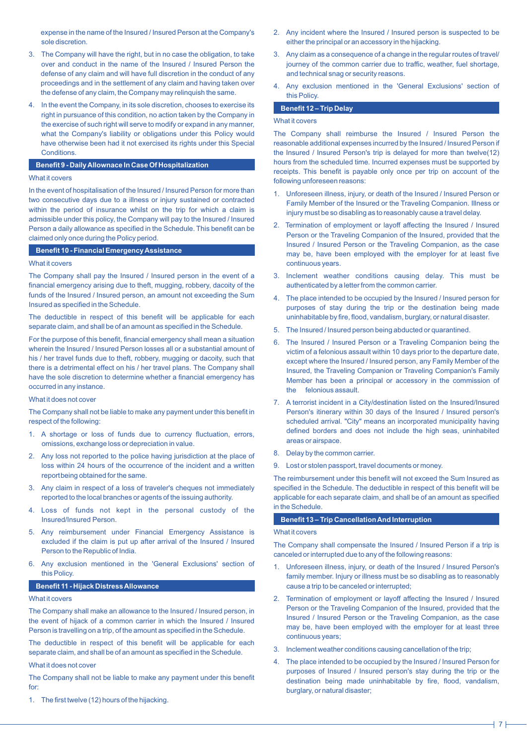expense in the name of the Insured / Insured Person at the Company's sole discretion.

3. The Company will have the right, but in no case the obligation, to take over and conduct in the name of the Insured / Insured Person the defense of any claim and will have full discretion in the conduct of any proceedings and in the settlement of any claim and having taken over the defense of any claim, the Company may relinquish the same.
4. In the event the Company, in its sole discretion, chooses to exercise its right in pursuance of this condition, no action taken by the Company in the exercise of such right will serve to modify or expand in any manner, what the Company's liability or obligations under this Policy would have otherwise been had it not exercised its rights under this Special Conditions.

## Benefit 9 - Daily Allowance In Case Of Hospitalization

What it covers

In the event of hospitalisation of the Insured / Insured Person for more than two consecutive days due to a illness or injury sustained or contracted within the period of insurance whilst on the trip for which a claim is admissible under this policy, the Company will pay to the Insured / Insured Person a daily allowance as specified in the Schedule. This benefit can be claimed only once during the Policy period.

## Benefit 10 - Financial Emergency Assistance

What it covers

The Company shall pay the Insured / Insured person in the event of a financial emergency arising due to theft, mugging, robbery, dacoity of the funds of the Insured / Insured person, an amount not exceeding the Sum Insured as specified in the Schedule.

The deductible in respect of this benefit will be applicable for each separate claim, and shall be of an amount as specified in the Schedule.

For the purpose of this benefit, financial emergency shall mean a situation wherein the Insured / Insured Person losses all or a substantial amount of his / her travel funds due to theft, robbery, mugging or dacoity, such that there is a detrimental effect on his / her travel plans. The Company shall have the sole discretion to determine whether a financial emergency has occurred in any instance.

What it does not cover

The Company shall not be liable to make any payment under this benefit in respect of the following:

1. A shortage or loss of funds due to currency fluctuation, errors, omissions, exchange loss or depreciation in value.
2. Any loss not reported to the police having jurisdiction at the place of loss within 24 hours of the occurrence of the incident and a written report being obtained for the same.
3. Any claim in respect of a loss of traveler's cheques not immediately reported to the local branches or agents of the issuing authority.
4. Loss of funds not kept in the personal custody of the Insured/Insured Person.
5. Any reimbursement under Financial Emergency Assistance is excluded if the claim is put up after arrival of the Insured / Insured Person to the Republic of India.
6. Any exclusion mentioned in the 'General Exclusions' section of this Policy.

## Benefit 11 - Hijack Distress Allowance

What it covers

The Company shall make an allowance to the Insured / Insured person, in the event of hijack of a common carrier in which the Insured / Insured Person is travelling on a trip, of the amount as specified in the Schedule.

The deductible in respect of this benefit will be applicable for each separate claim, and shall be of an amount as specified in the Schedule.

What it does not cover

The Company shall not be liable to make any payment under this benefit for:

1. The first twelve (12) hours of the hijacking.
2. Any incident where the Insured / Insured person is suspected to be either the principal or an accessory in the hijacking.
3. Any claim as a consequence of a change in the regular routes of travel/ journey of the common carrier due to traffic, weather, fuel shortage, and technical snag or security reasons.
4. Any exclusion mentioned in the 'General Exclusions' section of this Policy.

## Benefit 12 – Trip Delay

What it covers

The Company shall reimburse the Insured / Insured Person the reasonable additional expenses incurred by the Insured / Insured Person if the Insured / Insured Person's trip is delayed for more than twelve(12) hours from the scheduled time. Incurred expenses must be supported by receipts. This benefit is payable only once per trip on account of the following unforeseen reasons:

1. Unforeseen illness, injury, or death of the Insured / Insured Person or Family Member of the Insured or the Traveling Companion. Illness or injury must be so disabling as to reasonably cause a travel delay.
2. Termination of employment or layoff affecting the Insured / Insured Person or the Traveling Companion of the Insured, provided that the Insured / Insured Person or the Traveling Companion, as the case may be, have been employed with the employer for at least five continuous years.
3. Inclement weather conditions causing delay. This must be authenticated by a letter from the common carrier.
4. The place intended to be occupied by the Insured / Insured person for purposes of stay during the trip or the destination being made uninhabitable by fire, flood, vandalism, burglary, or natural disaster.
5. The Insured / Insured person being abducted or quarantined.
6. The Insured / Insured Person or a Traveling Companion being the victim of a felonious assault within 10 days prior to the departure date, except where the Insured / Insured person, any Family Member of the Insured, the Traveling Companion or Traveling Companion's Family Member has been a principal or accessory in the commission of the felonious assault.
7. A terrorist incident in a City/destination listed on the Insured/Insured Person's itinerary within 30 days of the Insured / Insured person's scheduled arrival. "City" means an incorporated municipality having defined borders and does not include the high seas, uninhabited areas or airspace.
8. Delay by the common carrier.
9. Lost or stolen passport, travel documents or money.

The reimbursement under this benefit will not exceed the Sum Insured as specified in the Schedule. The deductible in respect of this benefit will be applicable for each separate claim, and shall be of an amount as specified in the Schedule.

## Benefit 13 – Trip Cancellation And Interruption

What it covers

The Company shall compensate the Insured / Insured Person if a trip is canceled or interrupted due to any of the following reasons:

1. Unforeseen illness, injury, or death of the Insured / Insured Person's family member. Injury or illness must be so disabling as to reasonably cause a trip to be canceled or interrupted;
2. Termination of employment or layoff affecting the Insured / Insured Person or the Traveling Companion of the Insured, provided that the Insured / Insured Person or the Traveling Companion, as the case may be, have been employed with the employer for at least three continuous years;
3. Inclement weather conditions causing cancellation of the trip;
4. The place intended to be occupied by the Insured / Insured Person for purposes of Insured / Insured person's stay during the trip or the destination being made uninhabitable by fire, flood, vandalism, burglary, or natural disaster;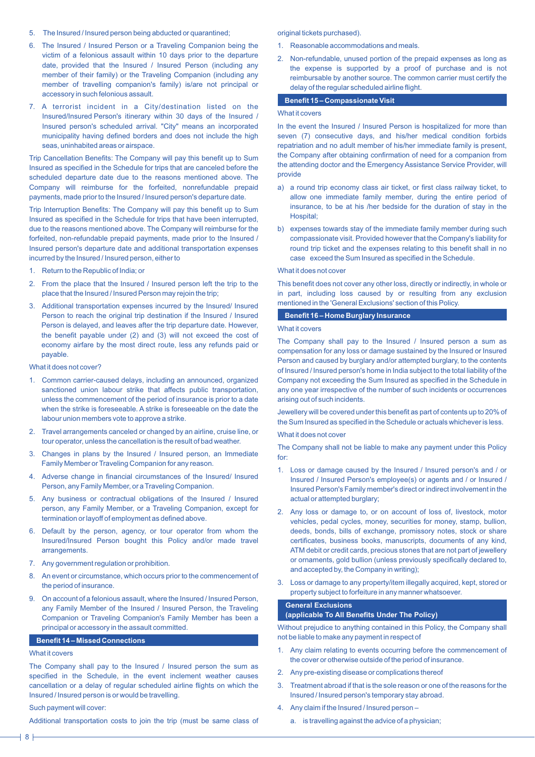5. The Insured / Insured person being abducted or quarantined;
6. The Insured / Insured Person or a Traveling Companion being the victim of a felonious assault within 10 days prior to the departure date, provided that the Insured / Insured Person (including any member of their family) or the Traveling Companion (including any member of travelling companion's family) is/are not principal or accessory in such felonious assault.
7. A terrorist incident in a City/destination listed on the Insured/Insured Person's itinerary within 30 days of the Insured / Insured person's scheduled arrival. "City" means an incorporated municipality having defined borders and does not include the high seas, uninhabited areas or airspace.

Trip Cancellation Benefits: The Company will pay this benefit up to Sum Insured as specified in the Schedule for trips that are canceled before the scheduled departure date due to the reasons mentioned above. The Company will reimburse for the forfeited, nonrefundable prepaid payments, made prior to the Insured / Insured person's departure date.

Trip Interruption Benefits: The Company will pay this benefit up to Sum Insured as specified in the Schedule for trips that have been interrupted, due to the reasons mentioned above. The Company will reimburse for the forfeited, non-refundable prepaid payments, made prior to the Insured / Insured person's departure date and additional transportation expenses incurred by the Insured / Insured person, either to

1. Return to the Republic of India; or
2. From the place that the Insured / Insured person left the trip to the place that the Insured / Insured Person may rejoin the trip;
3. Additional transportation expenses incurred by the Insured/ Insured Person to reach the original trip destination if the Insured / Insured Person is delayed, and leaves after the trip departure date. However, the benefit payable under (2) and (3) will not exceed the cost of economy airfare by the most direct route, less any refunds paid or payable.

What it does not cover?

1. Common carrier-caused delays, including an announced, organized sanctioned union labour strike that affects public transportation, unless the commencement of the period of insurance is prior to a date when the strike is foreseeable. A strike is foreseeable on the date the labour union members vote to approve a strike.
2. Travel arrangements canceled or changed by an airline, cruise line, or tour operator, unless the cancellation is the result of bad weather.
3. Changes in plans by the Insured / Insured person, an Immediate Family Member or Traveling Companion for any reason.
4. Adverse change in financial circumstances of the Insured/ Insured Person, any Family Member, or a Traveling Companion.
5. Any business or contractual obligations of the Insured / Insured person, any Family Member, or a Traveling Companion, except for termination or layoff of employment as defined above.
6. Default by the person, agency, or tour operator from whom the Insured/Insured Person bought this Policy and/or made travel arrangements.
7. Any government regulation or prohibition.
8. An event or circumstance, which occurs prior to the commencement of the period of insurance.
9. On account of a felonious assault, where the Insured / Insured Person, any Family Member of the Insured / Insured Person, the Traveling Companion or Traveling Companion's Family Member has been a principal or accessory in the assault committed.

## Benefit 14 – Missed Connections

What it covers

The Company shall pay to the Insured / Insured person the sum as specified in the Schedule, in the event inclement weather causes cancellation or a delay of regular scheduled airline flights on which the Insured / Insured person is or would be travelling.

Such payment will cover:

Additional transportation costs to join the trip (must be same class of original tickets purchased).

1. Reasonable accommodations and meals.
2. Non-refundable, unused portion of the prepaid expenses as long as the expense is supported by a proof of purchase and is not reimbursable by another source. The common carrier must certify the delay of the regular scheduled airline flight.

## Benefit 15 – Compassionate Visit

What it covers

In the event the Insured / Insured Person is hospitalized for more than seven (7) consecutive days, and his/her medical condition forbids repatriation and no adult member of his/her immediate family is present, the Company after obtaining confirmation of need for a companion from the attending doctor and the Emergency Assistance Service Provider, will provide

a) a round trip economy class air ticket, or first class railway ticket, to allow one immediate family member, during the entire period of insurance, to be at his /her bedside for the duration of stay in the Hospital;
b) expenses towards stay of the immediate family member during such compassionate visit. Provided however that the Company's liability for round trip ticket and the expenses relating to this benefit shall in no case exceed the Sum Insured as specified in the Schedule.

What it does not cover

This benefit does not cover any other loss, directly or indirectly, in whole or in part, including loss caused by or resulting from any exclusion mentioned in the 'General Exclusions' section of this Policy.

## Benefit 16 – Home Burglary Insurance

What it covers

The Company shall pay to the Insured / Insured person a sum as compensation for any loss or damage sustained by the Insured or Insured Person and caused by burglary and/or attempted burglary, to the contents of Insured / Insured person's home in India subject to the total liability of the Company not exceeding the Sum Insured as specified in the Schedule in any one year irrespective of the number of such incidents or occurrences arising out of such incidents.

Jewellery will be covered under this benefit as part of contents up to 20% of the Sum Insured as specified in the Schedule or actuals whichever is less.

What it does not cover

The Company shall not be liable to make any payment under this Policy for:

1. Loss or damage caused by the Insured / Insured person's and / or Insured / Insured Person's employee(s) or agents and / or Insured / Insured Person's Family member's direct or indirect involvement in the actual or attempted burglary;
2. Any loss or damage to, or on account of loss of, livestock, motor vehicles, pedal cycles, money, securities for money, stamp, bullion, deeds, bonds, bills of exchange, promissory notes, stock or share certificates, business books, manuscripts, documents of any kind, ATM debit or credit cards, precious stones that are not part of jewellery or ornaments, gold bullion (unless previously specifically declared to, and accepted by, the Company in writing);
3. Loss or damage to any property/item illegally acquired, kept, stored or property subject to forfeiture in any manner whatsoever.

## General Exclusions (applicable To All Benefits Under The Policy)

Without prejudice to anything contained in this Policy, the Company shall not be liable to make any payment in respect of

1. Any claim relating to events occurring before the commencement of the cover or otherwise outside of the period of insurance.
2. Any pre-existing disease or complications thereof
3. Treatment abroad if that is the sole reason or one of the reasons for the Insured / Insured person's temporary stay abroad.
4. Any claim if the Insured / Insured person –
   a. is travelling against the advice of a physician;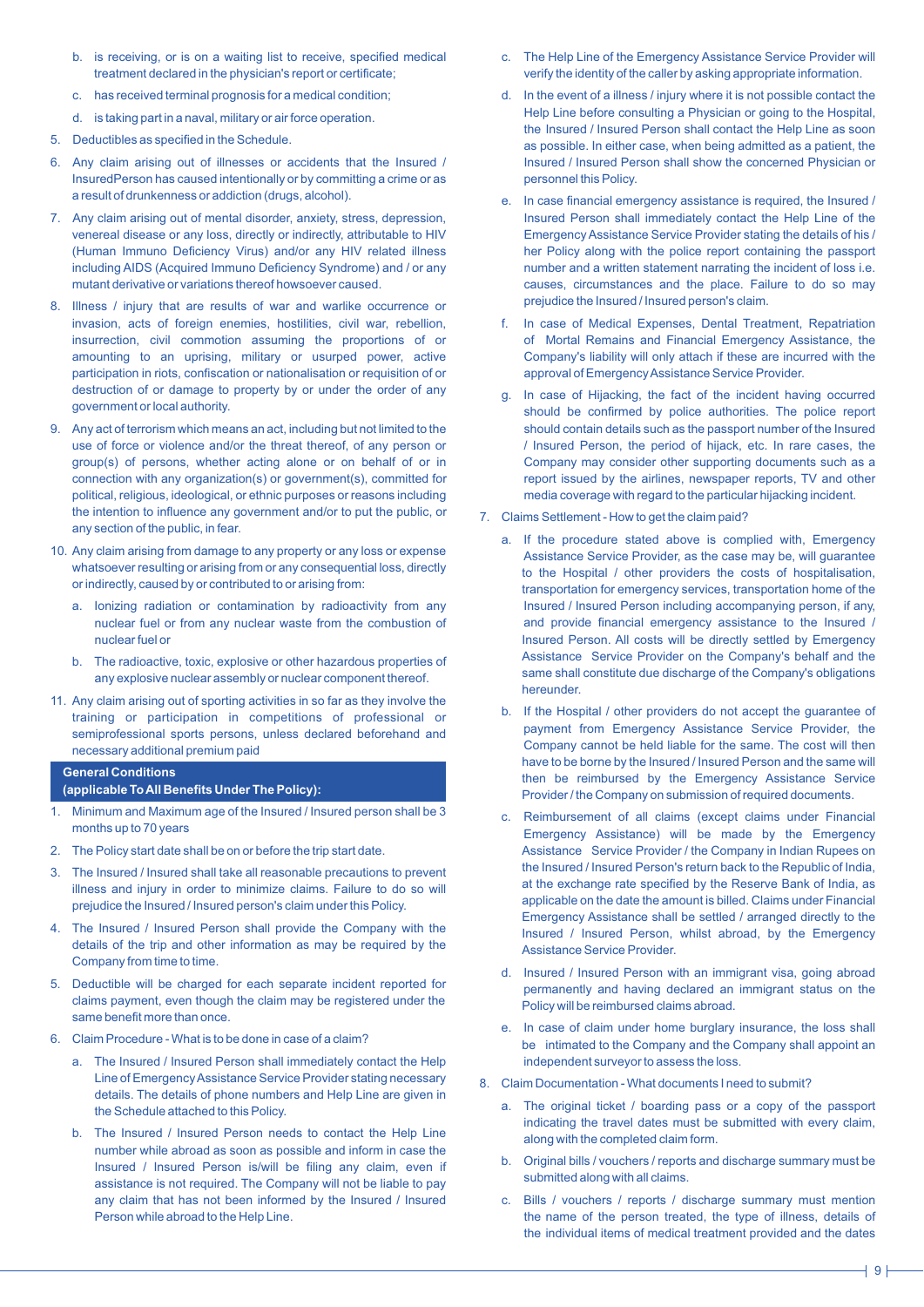b. is receiving, or is on a waiting list to receive, specified medical treatment declared in the physician's report or certificate;

   c. has received terminal prognosis for a medical condition;

   d. is taking part in a naval, military or air force operation.

5. Deductibles as specified in the Schedule.

6. Any claim arising out of illnesses or accidents that the Insured / InsuredPerson has caused intentionally or by committing a crime or as a result of drunkenness or addiction (drugs, alcohol).

7. Any claim arising out of mental disorder, anxiety, stress, depression, venereal disease or any loss, directly or indirectly, attributable to HIV (Human Immuno Deficiency Virus) and/or any HIV related illness including AIDS (Acquired Immuno Deficiency Syndrome) and / or any mutant derivative or variations thereof howsoever caused.

8. Illness / injury that are results of war and warlike occurrence or invasion, acts of foreign enemies, hostilities, civil war, rebellion, insurrection, civil commotion assuming the proportions of or amounting to an uprising, military or usurped power, active participation in riots, confiscation or nationalisation or requisition of or destruction of or damage to property by or under the order of any government or local authority.

9. Any act of terrorism which means an act, including but not limited to the use of force or violence and/or the threat thereof, of any person or group(s) of persons, whether acting alone or on behalf of or in connection with any organization(s) or government(s), committed for political, religious, ideological, or ethnic purposes or reasons including the intention to influence any government and/or to put the public, or any section of the public, in fear.

10. Any claim arising from damage to any property or any loss or expense whatsoever resulting or arising from or any consequential loss, directly or indirectly, caused by or contributed to or arising from:

    a. Ionizing radiation or contamination by radioactivity from any nuclear fuel or from any nuclear waste from the combustion of nuclear fuel or

    b. The radioactive, toxic, explosive or other hazardous properties of any explosive nuclear assembly or nuclear component thereof.

11. Any claim arising out of sporting activities in so far as they involve the training or participation in competitions of professional or semiprofessional sports persons, unless declared beforehand and necessary additional premium paid

## General Conditions (applicable To All Benefits Under The Policy):

1. Minimum and Maximum age of the Insured / Insured person shall be 3 months up to 70 years

2. The Policy start date shall be on or before the trip start date.

3. The Insured / Insured shall take all reasonable precautions to prevent illness and injury in order to minimize claims. Failure to do so will prejudice the Insured / Insured person's claim under this Policy.

4. The Insured / Insured Person shall provide the Company with the details of the trip and other information as may be required by the Company from time to time.

5. Deductible will be charged for each separate incident reported for claims payment, even though the claim may be registered under the same benefit more than once.

6. Claim Procedure - What is to be done in case of a claim?

   a. The Insured / Insured Person shall immediately contact the Help Line of Emergency Assistance Service Provider stating necessary details. The details of phone numbers and Help Line are given in the Schedule attached to this Policy.

   b. The Insured / Insured Person needs to contact the Help Line number while abroad as soon as possible and inform in case the Insured / Insured Person is/will be filing any claim, even if assistance is not required. The Company will not be liable to pay any claim that has not been informed by the Insured / Insured Person while abroad to the Help Line.

   c. The Help Line of the Emergency Assistance Service Provider will verify the identity of the caller by asking appropriate information.

   d. In the event of a illness / injury where it is not possible contact the Help Line before consulting a Physician or going to the Hospital, the Insured / Insured Person shall contact the Help Line as soon as possible. In either case, when being admitted as a patient, the Insured / Insured Person shall show the concerned Physician or personnel this Policy.

   e. In case financial emergency assistance is required, the Insured / Insured Person shall immediately contact the Help Line of the Emergency Assistance Service Provider stating the details of his / her Policy along with the police report containing the passport number and a written statement narrating the incident of loss i.e. causes, circumstances and the place. Failure to do so may prejudice the Insured / Insured person's claim.

   f. In case of Medical Expenses, Dental Treatment, Repatriation of Mortal Remains and Financial Emergency Assistance, the Company's liability will only attach if these are incurred with the approval of Emergency Assistance Service Provider.

   g. In case of Hijacking, the fact of the incident having occurred should be confirmed by police authorities. The police report should contain details such as the passport number of the Insured / Insured Person, the period of hijack, etc. In rare cases, the Company may consider other supporting documents such as a report issued by the airlines, newspaper reports, TV and other media coverage with regard to the particular hijacking incident.

7. Claims Settlement - How to get the claim paid?

   a. If the procedure stated above is complied with, Emergency Assistance Service Provider, as the case may be, will guarantee to the Hospital / other providers the costs of hospitalisation, transportation for emergency services, transportation home of the Insured / Insured Person including accompanying person, if any, and provide financial emergency assistance to the Insured / Insured Person. All costs will be directly settled by Emergency Assistance Service Provider on the Company's behalf and the same shall constitute due discharge of the Company's obligations hereunder.

   b. If the Hospital / other providers do not accept the guarantee of payment from Emergency Assistance Service Provider, the Company cannot be held liable for the same. The cost will then have to be borne by the Insured / Insured Person and the same will then be reimbursed by the Emergency Assistance Service Provider / the Company on submission of required documents.

   c. Reimbursement of all claims (except claims under Financial Emergency Assistance) will be made by the Emergency Assistance Service Provider / the Company in Indian Rupees on the Insured / Insured Person's return back to the Republic of India, at the exchange rate specified by the Reserve Bank of India, as applicable on the date the amount is billed. Claims under Financial Emergency Assistance shall be settled / arranged directly to the Insured / Insured Person, whilst abroad, by the Emergency Assistance Service Provider.

   d. Insured / Insured Person with an immigrant visa, going abroad permanently and having declared an immigrant status on the Policy will be reimbursed claims abroad.

   e. In case of claim under home burglary insurance, the loss shall be intimated to the Company and the Company shall appoint an independent surveyor to assess the loss.

8. Claim Documentation - What documents I need to submit?

   a. The original ticket / boarding pass or a copy of the passport indicating the travel dates must be submitted with every claim, along with the completed claim form.

   b. Original bills / vouchers / reports and discharge summary must be submitted along with all claims.

   c. Bills / vouchers / reports / discharge summary must mention the name of the person treated, the type of illness, details of the individual items of medical treatment provided and the dates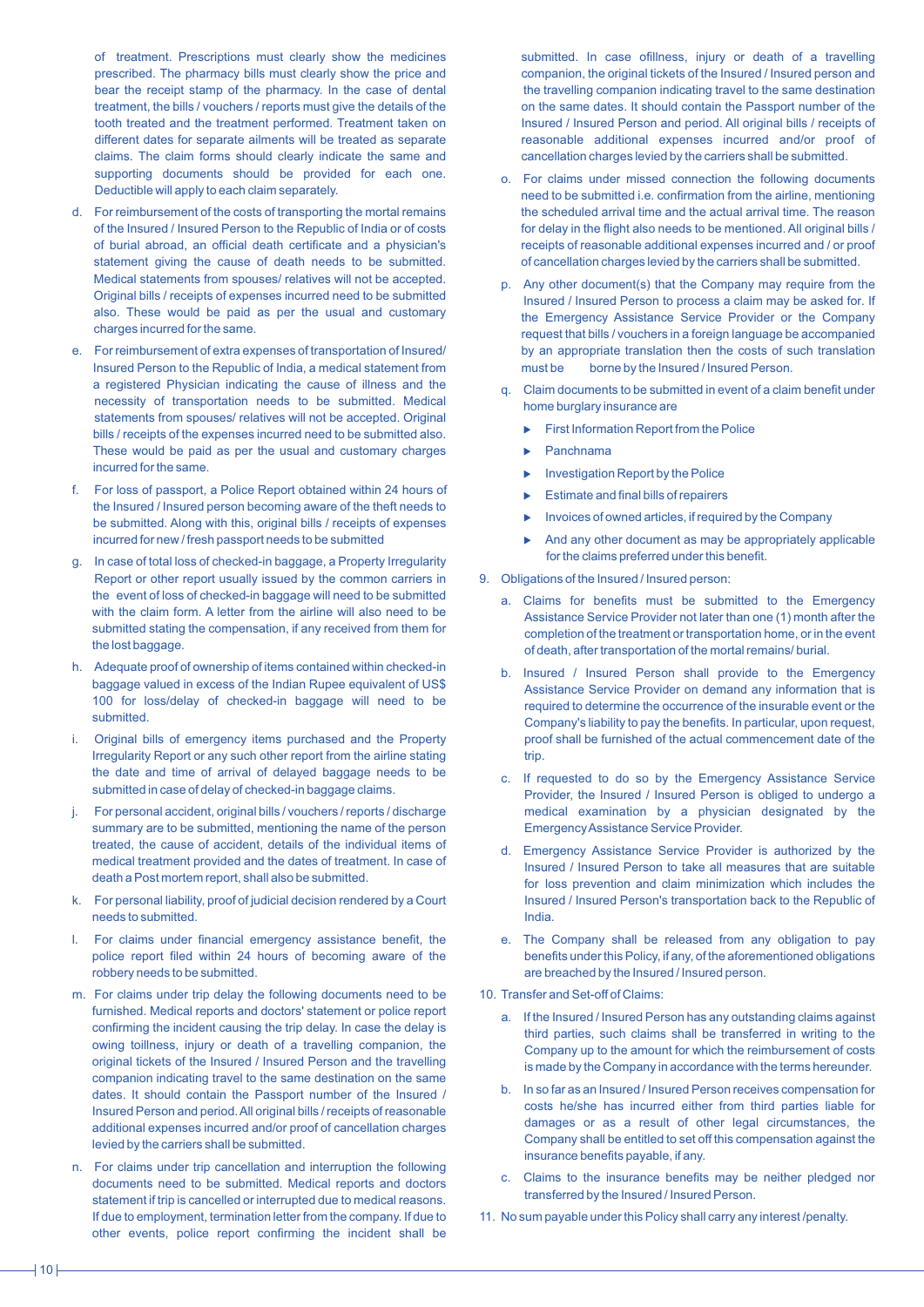of treatment. Prescriptions must clearly show the medicines prescribed. The pharmacy bills must clearly show the price and bear the receipt stamp of the pharmacy. In the case of dental treatment, the bills / vouchers / reports must give the details of the tooth treated and the treatment performed. Treatment taken on different dates for separate ailments will be treated as separate claims. The claim forms should clearly indicate the same and supporting documents should be provided for each one. Deductible will apply to each claim separately.

d. For reimbursement of the costs of transporting the mortal remains of the Insured / Insured Person to the Republic of India or of costs of burial abroad, an official death certificate and a physician's statement giving the cause of death needs to be submitted. Medical statements from spouses/ relatives will not be accepted. Original bills / receipts of expenses incurred need to be submitted also. These would be paid as per the usual and customary charges incurred for the same.

e. For reimbursement of extra expenses of transportation of Insured/ Insured Person to the Republic of India, a medical statement from a registered Physician indicating the cause of illness and the necessity of transportation needs to be submitted. Medical statements from spouses/ relatives will not be accepted. Original bills / receipts of the expenses incurred need to be submitted also. These would be paid as per the usual and customary charges incurred for the same.

f. For loss of passport, a Police Report obtained within 24 hours of the Insured / Insured person becoming aware of the theft needs to be submitted. Along with this, original bills / receipts of expenses incurred for new / fresh passport needs to be submitted

g. In case of total loss of checked-in baggage, a Property Irregularity Report or other report usually issued by the common carriers in the event of loss of checked-in baggage will need to be submitted with the claim form. A letter from the airline will also need to be submitted stating the compensation, if any received from them for the lost baggage.

h. Adequate proof of ownership of items contained within checked-in baggage valued in excess of the Indian Rupee equivalent of US$ 100 for loss/delay of checked-in baggage will need to be submitted.

i. Original bills of emergency items purchased and the Property Irregularity Report or any such other report from the airline stating the date and time of arrival of delayed baggage needs to be submitted in case of delay of checked-in baggage claims.

j. For personal accident, original bills / vouchers / reports / discharge summary are to be submitted, mentioning the name of the person treated, the cause of accident, details of the individual items of medical treatment provided and the dates of treatment. In case of death a Post mortem report, shall also be submitted.

k. For personal liability, proof of judicial decision rendered by a Court needs to submitted.

l. For claims under financial emergency assistance benefit, the police report filed within 24 hours of becoming aware of the robbery needs to be submitted.

m. For claims under trip delay the following documents need to be furnished. Medical reports and doctors' statement or police report confirming the incident causing the trip delay. In case the delay is owing toillness, injury or death of a travelling companion, the original tickets of the Insured / Insured Person and the travelling companion indicating travel to the same destination on the same dates. It should contain the Passport number of the Insured / Insured Person and period. All original bills / receipts of reasonable additional expenses incurred and/or proof of cancellation charges levied by the carriers shall be submitted.

n. For claims under trip cancellation and interruption the following documents need to be submitted. Medical reports and doctors statement if trip is cancelled or interrupted due to medical reasons. If due to employment, termination letter from the company. If due to other events, police report confirming the incident shall be submitted. In case ofillness, injury or death of a travelling companion, the original tickets of the Insured / Insured person and the travelling companion indicating travel to the same destination on the same dates. It should contain the Passport number of the Insured / Insured Person and period. All original bills / receipts of reasonable additional expenses incurred and/or proof of cancellation charges levied by the carriers shall be submitted.

o. For claims under missed connection the following documents need to be submitted i.e. confirmation from the airline, mentioning the scheduled arrival time and the actual arrival time. The reason for delay in the flight also needs to be mentioned. All original bills / receipts of reasonable additional expenses incurred and / or proof of cancellation charges levied by the carriers shall be submitted.

p. Any other document(s) that the Company may require from the Insured / Insured Person to process a claim may be asked for. If the Emergency Assistance Service Provider or the Company request that bills / vouchers in a foreign language be accompanied by an appropriate translation then the costs of such translation must be borne by the Insured / Insured Person.

q. Claim documents to be submitted in event of a claim benefit under home burglary insurance are

- First Information Report from the Police
- Panchnama
- Investigation Report by the Police
- Estimate and final bills of repairers
- Invoices of owned articles, if required by the Company
- And any other document as may be appropriately applicable for the claims preferred under this benefit.

9. Obligations of the Insured / Insured person:

a. Claims for benefits must be submitted to the Emergency Assistance Service Provider not later than one (1) month after the completion of the treatment or transportation home, or in the event of death, after transportation of the mortal remains/ burial.

b. Insured / Insured Person shall provide to the Emergency Assistance Service Provider on demand any information that is required to determine the occurrence of the insurable event or the Company's liability to pay the benefits. In particular, upon request, proof shall be furnished of the actual commencement date of the trip.

c. If requested to do so by the Emergency Assistance Service Provider, the Insured / Insured Person is obliged to undergo a medical examination by a physician designated by the Emergency Assistance Service Provider.

d. Emergency Assistance Service Provider is authorized by the Insured / Insured Person to take all measures that are suitable for loss prevention and claim minimization which includes the Insured / Insured Person's transportation back to the Republic of India.

e. The Company shall be released from any obligation to pay benefits under this Policy, if any, of the aforementioned obligations are breached by the Insured / Insured person.

10. Transfer and Set-off of Claims:

a. If the Insured / Insured Person has any outstanding claims against third parties, such claims shall be transferred in writing to the Company up to the amount for which the reimbursement of costs is made by the Company in accordance with the terms hereunder.

b. In so far as an Insured / Insured Person receives compensation for costs he/she has incurred either from third parties liable for damages or as a result of other legal circumstances, the Company shall be entitled to set off this compensation against the insurance benefits payable, if any.

c. Claims to the insurance benefits may be neither pledged nor transferred by the Insured / Insured Person.

11. No sum payable under this Policy shall carry any interest /penalty.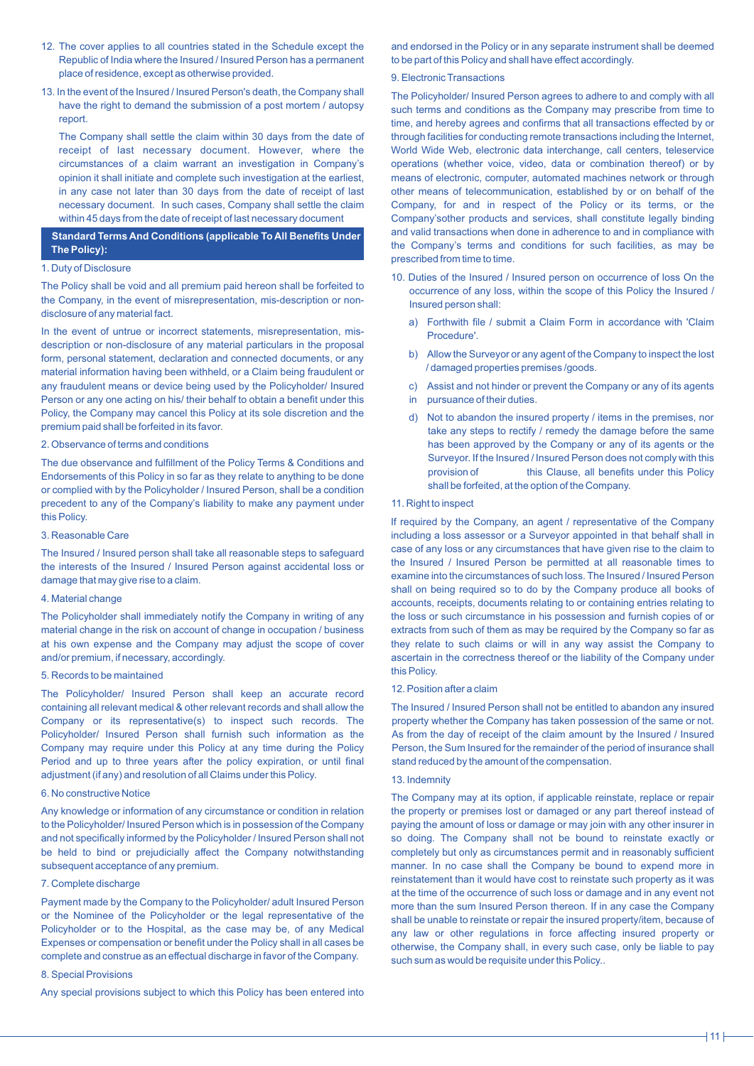12. The cover applies to all countries stated in the Schedule except the Republic of India where the Insured / Insured Person has a permanent place of residence, except as otherwise provided.

13. In the event of the Insured / Insured Person's death, the Company shall have the right to demand the submission of a post mortem / autopsy report.

    The Company shall settle the claim within 30 days from the date of receipt of last necessary document. However, where the circumstances of a claim warrant an investigation in Company's opinion it shall initiate and complete such investigation at the earliest, in any case not later than 30 days from the date of receipt of last necessary document. In such cases, Company shall settle the claim within 45 days from the date of receipt of last necessary document

## Standard Terms And Conditions (applicable To All Benefits Under The Policy):

1. Duty of Disclosure

The Policy shall be void and all premium paid hereon shall be forfeited to the Company, in the event of misrepresentation, mis-description or non-disclosure of any material fact.

In the event of untrue or incorrect statements, misrepresentation, mis-description or non-disclosure of any material particulars in the proposal form, personal statement, declaration and connected documents, or any material information having been withheld, or a Claim being fraudulent or any fraudulent means or device being used by the Policyholder/ Insured Person or any one acting on his/ their behalf to obtain a benefit under this Policy, the Company may cancel this Policy at its sole discretion and the premium paid shall be forfeited in its favor.

2. Observance of terms and conditions

The due observance and fulfillment of the Policy Terms & Conditions and Endorsements of this Policy in so far as they relate to anything to be done or complied with by the Policyholder / Insured Person, shall be a condition precedent to any of the Company's liability to make any payment under this Policy.

3. Reasonable Care

The Insured / Insured person shall take all reasonable steps to safeguard the interests of the Insured / Insured Person against accidental loss or damage that may give rise to a claim.

4. Material change

The Policyholder shall immediately notify the Company in writing of any material change in the risk on account of change in occupation / business at his own expense and the Company may adjust the scope of cover and/or premium, if necessary, accordingly.

5. Records to be maintained

The Policyholder/ Insured Person shall keep an accurate record containing all relevant medical & other relevant records and shall allow the Company or its representative(s) to inspect such records. The Policyholder/ Insured Person shall furnish such information as the Company may require under this Policy at any time during the Policy Period and up to three years after the policy expiration, or until final adjustment (if any) and resolution of all Claims under this Policy.

6. No constructive Notice

Any knowledge or information of any circumstance or condition in relation to the Policyholder/ Insured Person which is in possession of the Company and not specifically informed by the Policyholder / Insured Person shall not be held to bind or prejudicially affect the Company notwithstanding subsequent acceptance of any premium.

7. Complete discharge

Payment made by the Company to the Policyholder/ adult Insured Person or the Nominee of the Policyholder or the legal representative of the Policyholder or to the Hospital, as the case may be, of any Medical Expenses or compensation or benefit under the Policy shall in all cases be complete and construe as an effectual discharge in favor of the Company.

8. Special Provisions

Any special provisions subject to which this Policy has been entered into and endorsed in the Policy or in any separate instrument shall be deemed to be part of this Policy and shall have effect accordingly.

9. Electronic Transactions

The Policyholder/ Insured Person agrees to adhere to and comply with all such terms and conditions as the Company may prescribe from time to time, and hereby agrees and confirms that all transactions effected by or through facilities for conducting remote transactions including the Internet, World Wide Web, electronic data interchange, call centers, teleservice operations (whether voice, video, data or combination thereof) or by means of electronic, computer, automated machines network or through other means of telecommunication, established by or on behalf of the Company, for and in respect of the Policy or its terms, or the Company'sother products and services, shall constitute legally binding and valid transactions when done in adherence to and in compliance with the Company's terms and conditions for such facilities, as may be prescribed from time to time.

10. Duties of the Insured / Insured person on occurrence of loss On the occurrence of any loss, within the scope of this Policy the Insured / Insured person shall:

   a) Forthwith file / submit a Claim Form in accordance with 'Claim Procedure'.
   b) Allow the Surveyor or any agent of the Company to inspect the lost / damaged properties premises /goods.
   c) Assist and not hinder or prevent the Company or any of its agents in pursuance of their duties.
   d) Not to abandon the insured property / items in the premises, nor take any steps to rectify / remedy the damage before the same has been approved by the Company or any of its agents or the Surveyor. If the Insured / Insured Person does not comply with this provision of this Clause, all benefits under this Policy shall be forfeited, at the option of the Company.

11. Right to inspect

If required by the Company, an agent / representative of the Company including a loss assessor or a Surveyor appointed in that behalf shall in case of any loss or any circumstances that have given rise to the claim to the Insured / Insured Person be permitted at all reasonable times to examine into the circumstances of such loss. The Insured / Insured Person shall on being required so to do by the Company produce all books of accounts, receipts, documents relating to or containing entries relating to the loss or such circumstance in his possession and furnish copies of or extracts from such of them as may be required by the Company so far as they relate to such claims or will in any way assist the Company to ascertain in the correctness thereof or the liability of the Company under this Policy.

12. Position after a claim

The Insured / Insured Person shall not be entitled to abandon any insured property whether the Company has taken possession of the same or not. As from the day of receipt of the claim amount by the Insured / Insured Person, the Sum Insured for the remainder of the period of insurance shall stand reduced by the amount of the compensation.

13. Indemnity

The Company may at its option, if applicable reinstate, replace or repair the property or premises lost or damaged or any part thereof instead of paying the amount of loss or damage or may join with any other insurer in so doing. The Company shall not be bound to reinstate exactly or completely but only as circumstances permit and in reasonably sufficient manner. In no case shall the Company be bound to expend more in reinstatement than it would have cost to reinstate such property as it was at the time of the occurrence of such loss or damage and in any event not more than the sum Insured Person thereon. If in any case the Company shall be unable to reinstate or repair the insured property/item, because of any law or other regulations in force affecting insured property or otherwise, the Company shall, in every such case, only be liable to pay such sum as would be requisite under this Policy..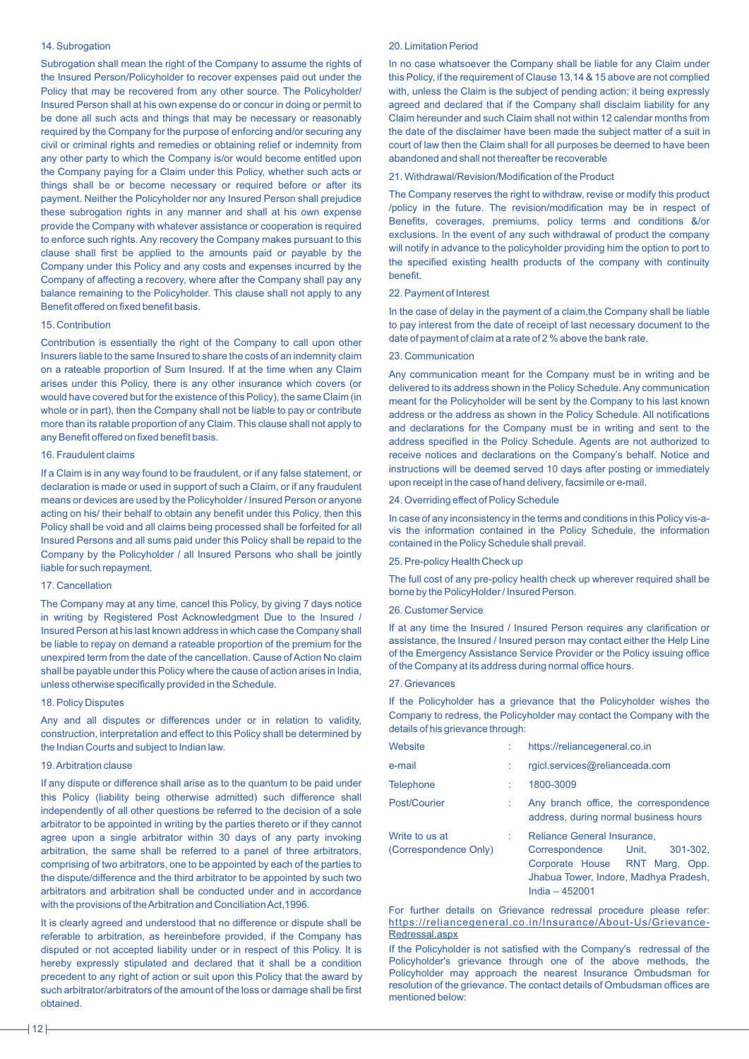14. Subrogation

Subrogation shall mean the right of the Company to assume the rights of the Insured Person/Policyholder to recover expenses paid out under the Policy that may be recovered from any other source. The Policyholder/ Insured Person shall at his own expense do or concur in doing or permit to be done all such acts and things that may be necessary or reasonably required by the Company for the purpose of enforcing and/or securing any civil or criminal rights and remedies or obtaining relief or indemnity from any other party to which the Company is/or would become entitled upon the Company paying for a Claim under this Policy, whether such acts or things shall be or become necessary or required before or after its payment. Neither the Policyholder nor any Insured Person shall prejudice these subrogation rights in any manner and shall at his own expense provide the Company with whatever assistance or cooperation is required to enforce such rights. Any recovery the Company makes pursuant to this clause shall first be applied to the amounts paid or payable by the Company under this Policy and any costs and expenses incurred by the Company of affecting a recovery, where after the Company shall pay any balance remaining to the Policyholder. This clause shall not apply to any Benefit offered on fixed benefit basis.

15. Contribution

Contribution is essentially the right of the Company to call upon other Insurers liable to the same Insured to share the costs of an indemnity claim on a rateable proportion of Sum Insured. If at the time when any Claim arises under this Policy, there is any other insurance which covers (or would have covered but for the existence of this Policy), the same Claim (in whole or in part), then the Company shall not be liable to pay or contribute more than its ratable proportion of any Claim. This clause shall not apply to any Benefit offered on fixed benefit basis.

16. Fraudulent claims

If a Claim is in any way found to be fraudulent, or if any false statement, or declaration is made or used in support of such a Claim, or if any fraudulent means or devices are used by the Policyholder / Insured Person or anyone acting on his/ their behalf to obtain any benefit under this Policy, then this Policy shall be void and all claims being processed shall be forfeited for all Insured Persons and all sums paid under this Policy shall be repaid to the Company by the Policyholder / all Insured Persons who shall be jointly liable for such repayment.

17. Cancellation

The Company may at any time, cancel this Policy, by giving 7 days notice in writing by Registered Post Acknowledgment Due to the Insured / Insured Person at his last known address in which case the Company shall be liable to repay on demand a rateable proportion of the premium for the unexpired term from the date of the cancellation. Cause of Action No claim shall be payable under this Policy where the cause of action arises in India, unless otherwise specifically provided in the Schedule.

18. Policy Disputes

Any and all disputes or differences under or in relation to validity, construction, interpretation and effect to this Policy shall be determined by the Indian Courts and subject to Indian law.

19. Arbitration clause

If any dispute or difference shall arise as to the quantum to be paid under this Policy (liability being otherwise admitted) such difference shall independently of all other questions be referred to the decision of a sole arbitrator to be appointed in writing by the parties thereto or if they cannot agree upon a single arbitrator within 30 days of any party invoking arbitration, the same shall be referred to a panel of three arbitrators, comprising of two arbitrators, one to be appointed by each of the parties to the dispute/difference and the third arbitrator to be appointed by such two arbitrators and arbitration shall be conducted under and in accordance with the provisions of the Arbitration and Conciliation Act,1996.

It is clearly agreed and understood that no difference or dispute shall be referable to arbitration, as hereinbefore provided, if the Company has disputed or not accepted liability under or in respect of this Policy. It is hereby expressly stipulated and declared that it shall be a condition precedent to any right of action or suit upon this Policy that the award by such arbitrator/arbitrators of the amount of the loss or damage shall be first obtained.

20. Limitation Period

In no case whatsoever the Company shall be liable for any Claim under this Policy, if the requirement of Clause 13,14 & 15 above are not complied with, unless the Claim is the subject of pending action; it being expressly agreed and declared that if the Company shall disclaim liability for any Claim hereunder and such Claim shall not within 12 calendar months from the date of the disclaimer have been made the subject matter of a suit in court of law then the Claim shall for all purposes be deemed to have been abandoned and shall not thereafter be recoverable

21. Withdrawal/Revision/Modification of the Product

The Company reserves the right to withdraw, revise or modify this product /policy in the future. The revision/modification may be in respect of Benefits, coverages, premiums, policy terms and conditions &/or exclusions. In the event of any such withdrawal of product the company will notify in advance to the policyholder providing him the option to port to the specified existing health products of the company with continuity benefit.

22. Payment of Interest

In the case of delay in the payment of a claim,the Company shall be liable to pay interest from the date of receipt of last necessary document to the date of payment of claim at a rate of 2 % above the bank rate.

23. Communication

Any communication meant for the Company must be in writing and be delivered to its address shown in the Policy Schedule. Any communication meant for the Policyholder will be sent by the Company to his last known address or the address as shown in the Policy Schedule. All notifications and declarations for the Company must be in writing and sent to the address specified in the Policy Schedule. Agents are not authorized to receive notices and declarations on the Company's behalf. Notice and instructions will be deemed served 10 days after posting or immediately upon receipt in the case of hand delivery, facsimile or e-mail.

24. Overriding effect of Policy Schedule

In case of any inconsistency in the terms and conditions in this Policy vis-a-vis the information contained in the Policy Schedule, the information contained in the Policy Schedule shall prevail.

25. Pre-policy Health Check up

The full cost of any pre-policy health check up wherever required shall be borne by the PolicyHolder / Insured Person.

26. Customer Service

If at any time the Insured / Insured Person requires any clarification or assistance, the Insured / Insured person may contact either the Help Line of the Emergency Assistance Service Provider or the Policy issuing office of the Company at its address during normal office hours.

27. Grievances

If the Policyholder has a grievance that the Policyholder wishes the Company to redress, the Policyholder may contact the Company with the details of his grievance through:

| | | |
|---|---|---|
| Website | : | https://reliancegeneral.co.in |
| e-mail | : | rgicl.services@relianceada.com |
| Telephone | : | 1800-3009 |
| Post/Courier | : | Any branch office, the correspondence address, during normal business hours |
| Write to us at (Correspondence Only) | : | Reliance General Insurance, Correspondence Unit, 301-302, Corporate House RNT Marg, Opp. Jhabua Tower, Indore, Madhya Pradesh, India – 452001 |

For further details on Grievance redressal procedure please refer: https://reliancegeneral.co.in/Insurance/About-Us/Grievance-Redressal.aspx

If the Policyholder is not satisfied with the Company's redressal of the Policyholder's grievance through one of the above methods, the Policyholder may approach the nearest Insurance Ombudsman for resolution of the grievance. The contact details of Ombudsman offices are mentioned below: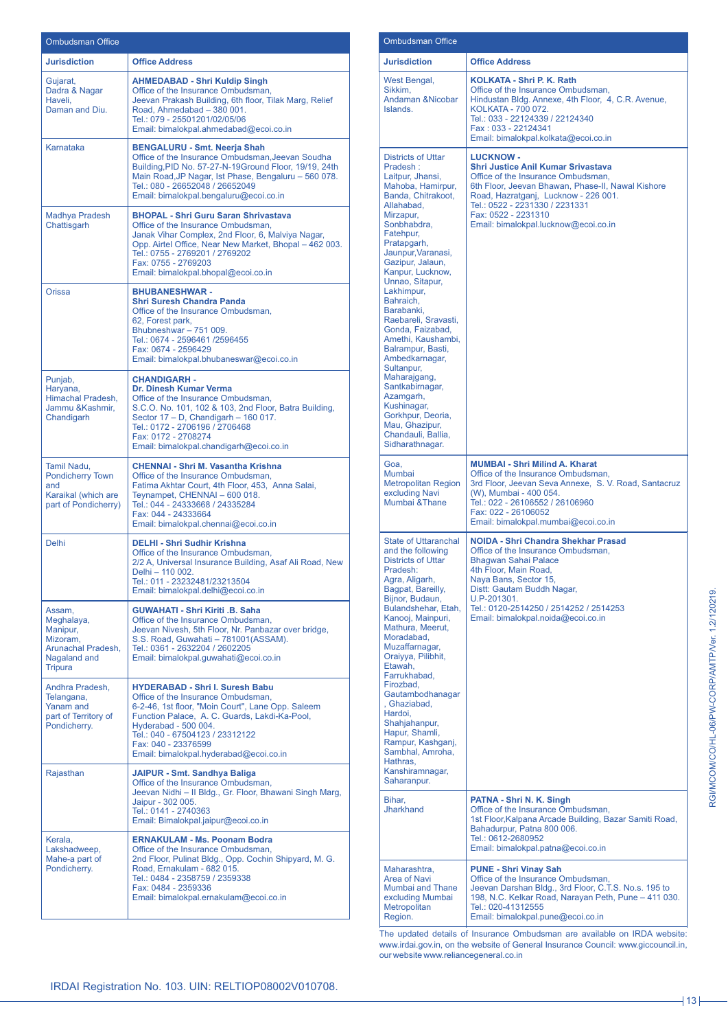| Ombudsman Office | |
|---|---|
| **Jurisdiction** | **Office Address** |
| Gujarat, Dadra & Nagar Haveli, Daman and Diu. | **AHMEDABAD - Shri Kuldip Singh** Office of the Insurance Ombudsman, Jeevan Prakash Building, 6th floor, Tilak Marg, Relief Road, Ahmedabad – 380 001. Tel.: 079 - 25501201/02/05/06 Email: bimalokpal.ahmedabad@ecoi.co.in |
| Karnataka | **BENGALURU - Smt. Neerja Shah** Office of the Insurance Ombudsman,Jeevan Soudha Building,PID No. 57-27-N-19Ground Floor, 19/19, 24th Main Road,JP Nagar, Ist Phase, Bengaluru – 560 078. Tel.: 080 - 26652048 / 26652049 Email: bimalokpal.bengaluru@ecoi.co.in |
| Madhya Pradesh Chattisgarh | **BHOPAL - Shri Guru Saran Shrivastava** Office of the Insurance Ombudsman, Janak Vihar Complex, 2nd Floor, 6, Malviya Nagar, Opp. Airtel Office, Near New Market, Bhopal – 462 003. Tel.: 0755 - 2769201 / 2769202 Fax: 0755 - 2769203 Email: bimalokpal.bhopal@ecoi.co.in |
| Orissa | **BHUBANESHWAR - Shri Suresh Chandra Panda** Office of the Insurance Ombudsman, 62, Forest park, Bhubneshwar – 751 009. Tel.: 0674 - 2596461 /2596455 Fax: 0674 - 2596429 Email: bimalokpal.bhubaneswar@ecoi.co.in |
| Punjab, Haryana, Himachal Pradesh, Jammu &Kashmir, Chandigarh | **CHANDIGARH - Dr. Dinesh Kumar Verma** Office of the Insurance Ombudsman, S.C.O. No. 101, 102 & 103, 2nd Floor, Batra Building, Sector 17 – D, Chandigarh – 160 017. Tel.: 0172 - 2706196 / 2706468 Fax: 0172 - 2708274 Email: bimalokpal.chandigarh@ecoi.co.in |
| Tamil Nadu, Pondicherry Town and Karaikal (which are part of Pondicherry) | **CHENNAI - Shri M. Vasantha Krishna** Office of the Insurance Ombudsman, Fatima Akhtar Court, 4th Floor, 453, Anna Salai, Teynampet, CHENNAI – 600 018. Tel.: 044 - 24333668 / 24335284 Fax: 044 - 24333664 Email: bimalokpal.chennai@ecoi.co.in |
| Delhi | **DELHI - Shri Sudhir Krishna** Office of the Insurance Ombudsman, 2/2 A, Universal Insurance Building, Asaf Ali Road, New Delhi – 110 002. Tel.: 011 - 23232481/23213504 Email: bimalokpal.delhi@ecoi.co.in |
| Assam, Meghalaya, Manipur, Mizoram, Arunachal Pradesh, Nagaland and Tripura | **GUWAHATI - Shri Kiriti .B. Saha** Office of the Insurance Ombudsman, Jeevan Nivesh, 5th Floor, Nr. Panbazar over bridge, S.S. Road, Guwahati – 781001(ASSAM). Tel.: 0361 - 2632204 / 2602205 Email: bimalokpal.guwahati@ecoi.co.in |
| Andhra Pradesh, Telangana, Yanam and part of Territory of Pondicherry. | **HYDERABAD - Shri I. Suresh Babu** Office of the Insurance Ombudsman, 6-2-46, 1st floor, "Moin Court", Lane Opp. Saleem Function Palace, A. C. Guards, Lakdi-Ka-Pool, Hyderabad - 500 004. Tel.: 040 - 67504123 / 23312122 Fax: 040 - 23376599 Email: bimalokpal.hyderabad@ecoi.co.in |
| Rajasthan | **JAIPUR - Smt. Sandhya Baliga** Office of the Insurance Ombudsman, Jeevan Nidhi – II Bldg., Gr. Floor, Bhawani Singh Marg, Jaipur - 302 005. Tel.: 0141 - 2740363 Email: Bimalokpal.jaipur@ecoi.co.in |
| Kerala, Lakshadweep, Mahe-a part of Pondicherry. | **ERNAKULAM - Ms. Poonam Bodra** Office of the Insurance Ombudsman, 2nd Floor, Pulinat Bldg., Opp. Cochin Shipyard, M. G. Road, Ernakulam - 682 015. Tel.: 0484 - 2358759 / 2359338 Fax: 0484 - 2359336 Email: bimalokpal.ernakulam@ecoi.co.in |
| West Bengal, Sikkim, Andaman &Nicobar Islands. | **KOLKATA - Shri P. K. Rath** Office of the Insurance Ombudsman, Hindustan Bldg. Annexe, 4th Floor, 4, C.R. Avenue, KOLKATA - 700 072. Tel.: 033 - 22124339 / 22124340 Fax : 033 - 22124341 Email: bimalokpal.kolkata@ecoi.co.in |
| Districts of Uttar Pradesh : Laitpur, Jhansi, Mahoba, Hamirpur, Banda, Chitrakoot, Allahabad, Mirzapur, Sonbhabdra, Fatehpur, Pratapgarh, Jaunpur,Varanasi, Gazipur, Jalaun, Kanpur, Lucknow, Unnao, Sitapur, Lakhimpur, Bahraich, Barabanki, Raebareli, Sravasti, Gonda, Faizabad, Amethi, Kaushambi, Balrampur, Basti, Ambedkarnagar, Sultanpur, Maharajgang, Santkabirnagar, Azamgarh, Kushinagar, Gorkhpur, Deoria, Mau, Ghazipur, Chandauli, Ballia, Sidharathnagar. | **LUCKNOW - Shri Justice Anil Kumar Srivastava** Office of the Insurance Ombudsman, 6th Floor, Jeevan Bhawan, Phase-II, Nawal Kishore Road, Hazratganj, Lucknow - 226 001. Tel.: 0522 - 2231330 / 2231331 Fax: 0522 - 2231310 Email: bimalokpal.lucknow@ecoi.co.in |
| Goa, Mumbai Metropolitan Region excluding Navi Mumbai &Thane | **MUMBAI - Shri Milind A. Kharat** Office of the Insurance Ombudsman, 3rd Floor, Jeevan Seva Annexe, S. V. Road, Santacruz (W), Mumbai - 400 054. Tel.: 022 - 26106552 / 26106960 Fax: 022 - 26106052 Email: bimalokpal.mumbai@ecoi.co.in |
| State of Uttaranchal and the following Districts of Uttar Pradesh: Agra, Aligarh, Bagpat, Bareilly, Bijnor, Budaun, Bulandshehar, Etah, Kanooj, Mainpuri, Mathura, Meerut, Moradabad, Muzaffarnagar, Oraiyya, Pilibhit, Etawah, Farrukhabad, Firozbad, Gautambodhanagar , Ghaziabad, Hardoi, Shahjahanpur, Hapur, Shamli, Rampur, Kashganj, Sambhal, Amroha, Hathras, Kanshiramnagar, Saharanpur. | **NOIDA - Shri Chandra Shekhar Prasad** Office of the Insurance Ombudsman, Bhagwan Sahai Palace 4th Floor, Main Road, Naya Bans, Sector 15, Distt: Gautam Buddh Nagar, U.P-201301. Tel.: 0120-2514250 / 2514252 / 2514253 Email: bimalokpal.noida@ecoi.co.in |
| Bihar, Jharkhand | **PATNA - Shri N. K. Singh** Office of the Insurance Ombudsman, 1st Floor,Kalpana Arcade Building, Bazar Samiti Road, Bahadurpur, Patna 800 006. Tel.: 0612-2680952 Email: bimalokpal.patna@ecoi.co.in |
| Maharashtra, Area of Navi Mumbai and Thane excluding Mumbai Metropolitan Region. | **PUNE - Shri Vinay Sah** Office of the Insurance Ombudsman, Jeevan Darshan Bldg., 3rd Floor, C.T.S. No.s. 195 to 198, N.C. Kelkar Road, Narayan Peth, Pune – 411 030. Tel.: 020-41312555 Email: bimalokpal.pune@ecoi.co.in |

The updated details of Insurance Ombudsman are available on IRDA website: www.irdai.gov.in, on the website of General Insurance Council: www.gicouncil.in, our website www.reliancegeneral.co.in

RGI/MCOM/CO/HL-06/PW-CORP/AMTP/Ver. 1.2/120219.

IRDAI Registration No. 103. UIN: RELTIOP08002V010708.